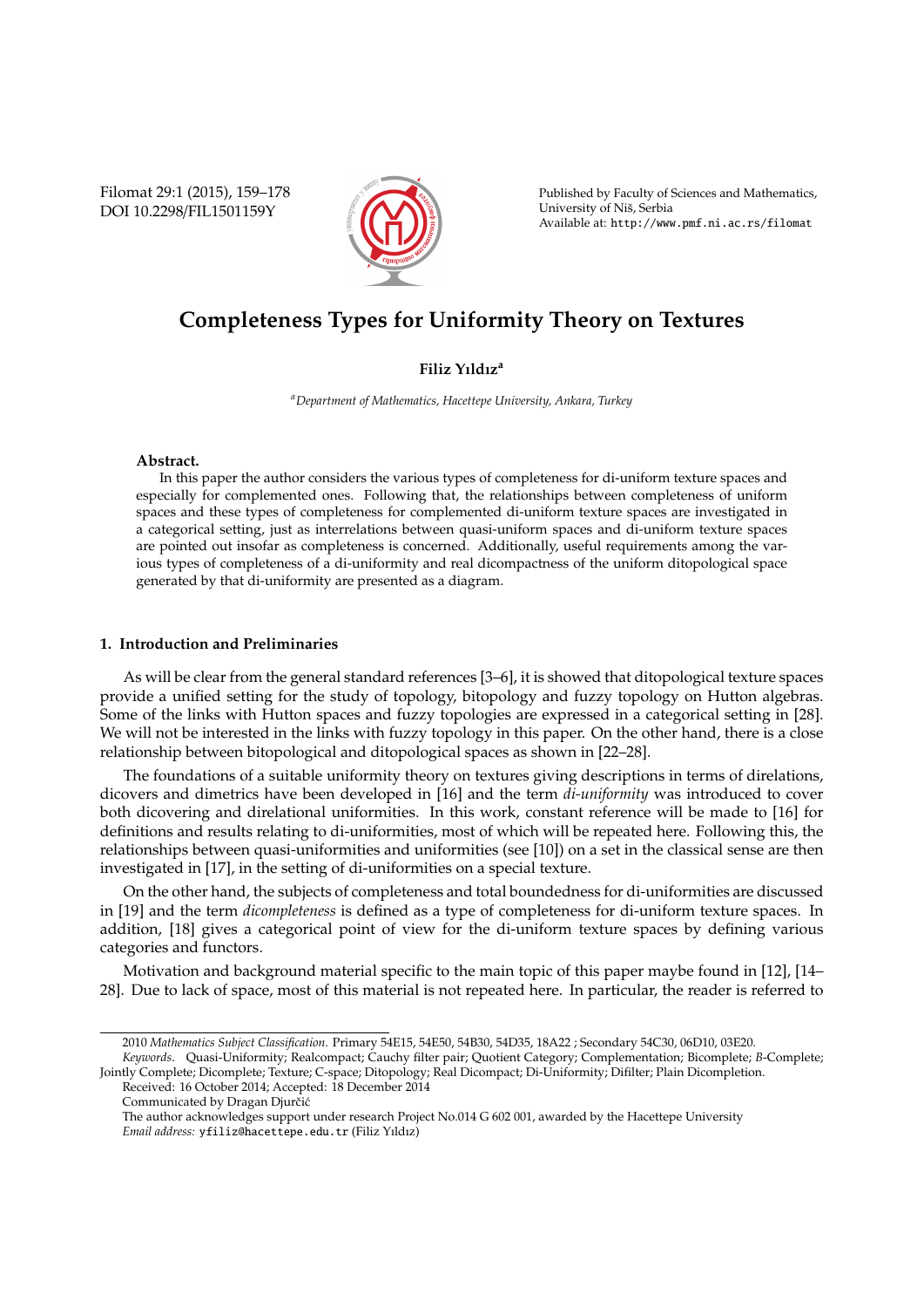# Completeness Types for Uniformity Theory on Textures

**Filiz Yıldız**[a]

[a]*Department of Mathematics, Hacettepe University, Ankara, Turkey*

**Abstract.**

In this paper the author considers the various types of completeness for di-uniform texture spaces and especially for complemented ones. Following that, the relationships between completeness of uniform spaces and these types of completeness for complemented di-uniform texture spaces are investigated in a categorical setting, just as interrelations between quasi-uniform spaces and di-uniform texture spaces are pointed out insofar as completeness is concerned. Additionally, useful requirements among the various types of completeness of a di-uniformity and real dicompactness of the uniform ditopological space generated by that di-uniformity are presented as a diagram.

## 1. Introduction and Preliminaries

As will be clear from the general standard references [3–6], it is showed that ditopological texture spaces provide a unified setting for the study of topology, bitopology and fuzzy topology on Hutton algebras. Some of the links with Hutton spaces and fuzzy topologies are expressed in a categorical setting in [28]. We will not be interested in the links with fuzzy topology in this paper. On the other hand, there is a close relationship between bitopological and ditopological spaces as shown in [22–28].

The foundations of a suitable uniformity theory on textures giving descriptions in terms of direlations, dicovers and dimetrics have been developed in [16] and the term *di-uniformity* was introduced to cover both dicovering and direlational uniformities. In this work, constant reference will be made to [16] for definitions and results relating to di-uniformities, most of which will be repeated here. Following this, the relationships between quasi-uniformities and uniformities (see [10]) on a set in the classical sense are then investigated in [17], in the setting of di-uniformities on a special texture.

On the other hand, the subjects of completeness and total boundedness for di-uniformities are discussed in [19] and the term *dicompleteness* is defined as a type of completeness for di-uniform texture spaces. In addition, [18] gives a categorical point of view for the di-uniform texture spaces by defining various categories and functors.

Motivation and background material specific to the main topic of this paper maybe found in [12], [14–28]. Due to lack of space, most of this material is not repeated here. In particular, the reader is referred to

---

2010 *Mathematics Subject Classification*. Primary 54E15, 54E50, 54B30, 54D35, 18A22 ; Secondary 54C30, 06D10, 03E20.

*Keywords*. Quasi-Uniformity; Realcompact; Cauchy filter pair; Quotient Category; Complementation; Bicomplete; *B*-Complete; Jointly Complete; Dicomplete; Texture; C-space; Ditopology; Real Dicompact; Di-Uniformity; Difilter; Plain Dicompletion.

Received: 16 October 2014; Accepted: 18 December 2014

Communicated by Dragan Djurčić

The author acknowledges support under research Project No.014 G 602 001, awarded by the Hacettepe University

*Email address:* yfiliz@hacettepe.edu.tr (Filiz Yıldız)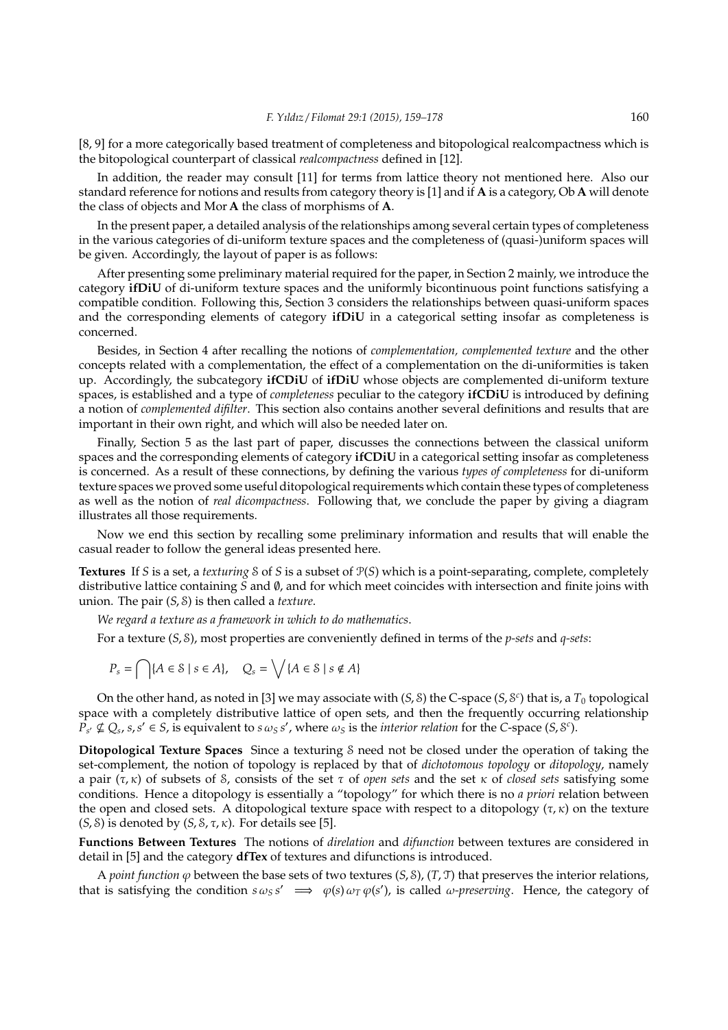[8, 9] for a more categorically based treatment of completeness and bitopological realcompactness which is the bitopological counterpart of classical *realcompactness* defined in [12].

In addition, the reader may consult [11] for terms from lattice theory not mentioned here. Also our standard reference for notions and results from category theory is [1] and if **A** is a category, Ob **A** will denote the class of objects and Mor **A** the class of morphisms of **A**.

In the present paper, a detailed analysis of the relationships among several certain types of completeness in the various categories of di-uniform texture spaces and the completeness of (quasi-)uniform spaces will be given. Accordingly, the layout of paper is as follows:

After presenting some preliminary material required for the paper, in Section 2 mainly, we introduce the category **ifDiU** of di-uniform texture spaces and the uniformly bicontinuous point functions satisfying a compatible condition. Following this, Section 3 considers the relationships between quasi-uniform spaces and the corresponding elements of category **ifDiU** in a categorical setting insofar as completeness is concerned.

Besides, in Section 4 after recalling the notions of *complementation, complemented texture* and the other concepts related with a complementation, the effect of a complementation on the di-uniformities is taken up. Accordingly, the subcategory **ifCDiU** of **ifDiU** whose objects are complemented di-uniform texture spaces, is established and a type of *completeness* peculiar to the category **ifCDiU** is introduced by defining a notion of *complemented difilter*. This section also contains another several definitions and results that are important in their own right, and which will also be needed later on.

Finally, Section 5 as the last part of paper, discusses the connections between the classical uniform spaces and the corresponding elements of category **ifCDiU** in a categorical setting insofar as completeness is concerned. As a result of these connections, by defining the various *types of completeness* for di-uniform texture spaces we proved some useful ditopological requirements which contain these types of completeness as well as the notion of *real dicompactness*. Following that, we conclude the paper by giving a diagram illustrates all those requirements.

Now we end this section by recalling some preliminary information and results that will enable the casual reader to follow the general ideas presented here.

**Textures** If $S$ is a set, a *texturing* $\mathcal{S}$ of $S$ is a subset of $\mathcal{P}(S)$ which is a point-separating, complete, completely distributive lattice containing $S$ and $\emptyset$, and for which meet coincides with intersection and finite joins with union. The pair $(S, \mathcal{S})$ is then called a *texture*.

*We regard a texture as a framework in which to do mathematics*.

For a texture $(S, \mathcal{S})$, most properties are conveniently defined in terms of the *p-sets* and *q-sets*:

$$P_s = \bigcap\{A \in \mathcal{S} \mid s \in A\}, \quad Q_s = \bigvee\{A \in \mathcal{S} \mid s \notin A\}$$

On the other hand, as noted in [3] we may associate with $(S, \mathcal{S})$ the C-space $(S, \mathcal{S}^c)$ that is, a $T_0$ topological space with a completely distributive lattice of open sets, and then the frequently occurring relationship $P_{s'} \not\subseteq Q_s$, $s, s' \in S$, is equivalent to $s\,\omega_S\,s'$, where $\omega_S$ is the *interior relation* for the *C*-space $(S, \mathcal{S}^c)$.

**Ditopological Texture Spaces** Since a texturing $\mathcal{S}$ need not be closed under the operation of taking the set-complement, the notion of topology is replaced by that of *dichotomous topology* or *ditopology*, namely a pair $(\tau, \kappa)$ of subsets of $\mathcal{S}$, consists of the set $\tau$ of *open sets* and the set $\kappa$ of *closed sets* satisfying some conditions. Hence a ditopology is essentially a "topology" for which there is no *a priori* relation between the open and closed sets. A ditopological texture space with respect to a ditopology $(\tau, \kappa)$ on the texture $(S, \mathcal{S})$ is denoted by $(S, \mathcal{S}, \tau, \kappa)$. For details see [5].

**Functions Between Textures** The notions of *direlation* and *difunction* between textures are considered in detail in [5] and the category **dfTex** of textures and difunctions is introduced.

A *point function* $\varphi$ between the base sets of two textures $(S, \mathcal{S})$, $(T, \mathcal{T})$ that preserves the interior relations, that is satisfying the condition $s\,\omega_S\,s' \implies \varphi(s)\,\omega_T\,\varphi(s')$, is called *ω-preserving*. Hence, the category of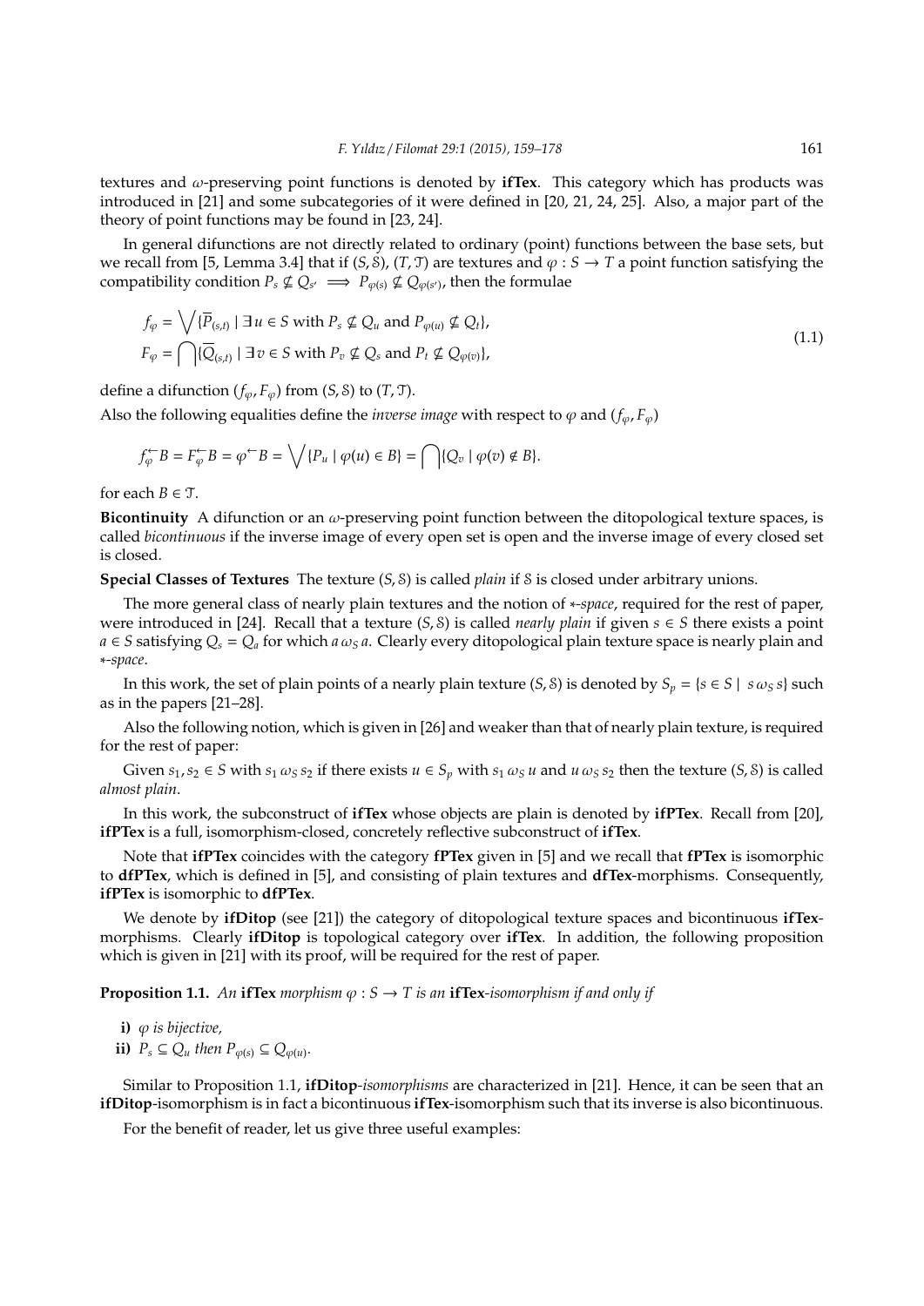textures and $\omega$-preserving point functions is denoted by **ifTex**. This category which has products was introduced in [21] and some subcategories of it were defined in [20, 21, 24, 25]. Also, a major part of the theory of point functions may be found in [23, 24].

In general difunctions are not directly related to ordinary (point) functions between the base sets, but we recall from [5, Lemma 3.4] that if $(S, \mathcal{S})$, $(T, \mathcal{T})$ are textures and $\varphi : S \to T$ a point function satisfying the compatibility condition $P_s \not\subseteq Q_{s'} \implies P_{\varphi(s)} \not\subseteq Q_{\varphi(s')}$, then the formulae

$$f_\varphi = \bigvee \{\overline{P}_{(s,t)} \mid \exists\, u \in S \text{ with } P_s \not\subseteq Q_u \text{ and } P_{\varphi(u)} \not\subseteq Q_t\},$$
$$F_\varphi = \bigcap \{\overline{Q}_{(s,t)} \mid \exists\, v \in S \text{ with } P_v \not\subseteq Q_s \text{ and } P_t \not\subseteq Q_{\varphi(v)}\}, \tag{1.1}$$

define a difunction $(f_\varphi, F_\varphi)$ from $(S, \mathcal{S})$ to $(T, \mathcal{T})$.

Also the following equalities define the *inverse image* with respect to $\varphi$ and $(f_\varphi, F_\varphi)$

$$f_\varphi^{\leftarrow} B = F_\varphi^{\leftarrow} B = \varphi^{\leftarrow} B = \bigvee \{P_u \mid \varphi(u) \in B\} = \bigcap \{Q_v \mid \varphi(v) \notin B\}.$$

for each $B \in \mathcal{T}$.

**Bicontinuity** A difunction or an $\omega$-preserving point function between the ditopological texture spaces, is called *bicontinuous* if the inverse image of every open set is open and the inverse image of every closed set is closed.

**Special Classes of Textures** The texture $(S, \mathcal{S})$ is called *plain* if $\mathcal{S}$ is closed under arbitrary unions.

The more general class of nearly plain textures and the notion of $*$*-space*, required for the rest of paper, were introduced in [24]. Recall that a texture $(S, \mathcal{S})$ is called *nearly plain* if given $s \in S$ there exists a point $a \in S$ satisfying $Q_s = Q_a$ for which $a\, \omega_S\, a$. Clearly every ditopological plain texture space is nearly plain and $*$*-space*.

In this work, the set of plain points of a nearly plain texture $(S, \mathcal{S})$ is denoted by $S_p = \{s \in S \mid s\, \omega_S\, s\}$ such as in the papers [21–28].

Also the following notion, which is given in [26] and weaker than that of nearly plain texture, is required for the rest of paper:

Given $s_1, s_2 \in S$ with $s_1\, \omega_S\, s_2$ if there exists $u \in S_p$ with $s_1\, \omega_S\, u$ and $u\, \omega_S\, s_2$ then the texture $(S, \mathcal{S})$ is called *almost plain*.

In this work, the subconstruct of **ifTex** whose objects are plain is denoted by **ifPTex**. Recall from [20], **ifPTex** is a full, isomorphism-closed, concretely reflective subconstruct of **ifTex**.

Note that **ifPTex** coincides with the category **fPTex** given in [5] and we recall that **fPTex** is isomorphic to **dfPTex**, which is defined in [5], and consisting of plain textures and **dfTex**-morphisms. Consequently, **ifPTex** is isomorphic to **dfPTex**.

We denote by **ifDitop** (see [21]) the category of ditopological texture spaces and bicontinuous **ifTex**-morphisms. Clearly **ifDitop** is topological category over **ifTex**. In addition, the following proposition which is given in [21] with its proof, will be required for the rest of paper.

**Proposition 1.1.** *An* **ifTex** *morphism $\varphi : S \to T$ is an* **ifTex***-isomorphism if and only if*

**i)** *$\varphi$ is bijective,*

**ii)** *$P_s \subseteq Q_u$ then $P_{\varphi(s)} \subseteq Q_{\varphi(u)}$.*

Similar to Proposition 1.1, **ifDitop**-*isomorphisms* are characterized in [21]. Hence, it can be seen that an **ifDitop**-isomorphism is in fact a bicontinuous **ifTex**-isomorphism such that its inverse is also bicontinuous.

For the benefit of reader, let us give three useful examples: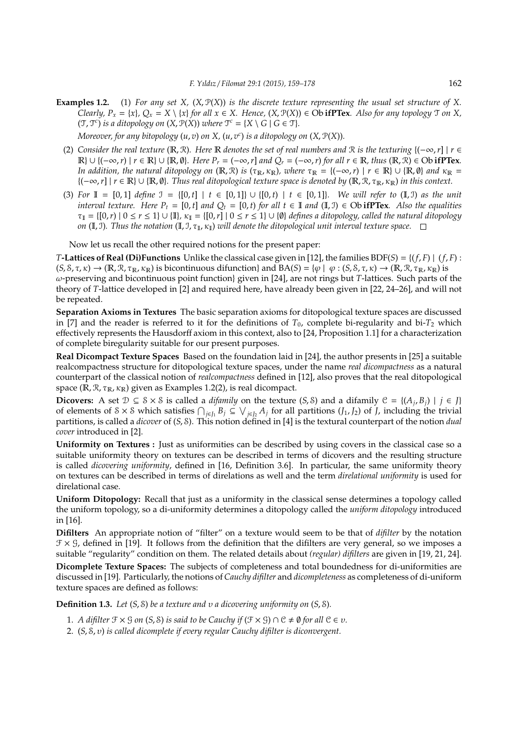**Examples 1.2.** (1) *For any set $X$, $(X, \mathcal{P}(X))$ is the discrete texture representing the usual set structure of $X$. Clearly, $P_x = \{x\}$, $Q_x = X \setminus \{x\}$ for all $x \in X$. Hence, $(X, \mathcal{P}(X)) \in \mathrm{Ob}\,\mathbf{ifPTex}$. Also for any topology $\mathcal{T}$ on $X$, $(\mathcal{T}, \mathcal{T}^c)$ is a ditopology on $(X, \mathcal{P}(X))$ where $\mathcal{T}^c = \{X \setminus G \mid G \in \mathcal{T}\}$.*

*Moreover, for any bitopology $(u, v)$ on $X$, $(u, v^c)$ is a ditopology on $(X, \mathcal{P}(X))$.*

(2) *Consider the real texture $(\mathbb{R}, \mathcal{R})$. Here $\mathbb{R}$ denotes the set of real numbers and $\mathcal{R}$ is the texturing $\{(-\infty, r] \mid r \in \mathbb{R}\} \cup \{(-\infty, r) \mid r \in \mathbb{R}\} \cup \{\mathbb{R}, \emptyset\}$. Here $P_r = (-\infty, r]$ and $Q_r = (-\infty, r)$ for all $r \in \mathbb{R}$, thus $(\mathbb{R}, \mathcal{R}) \in \mathrm{Ob}\,\mathbf{ifPTex}$. In addition, the natural ditopology on $(\mathbb{R}, \mathcal{R})$ is $(\tau_{\mathbb{R}}, \kappa_{\mathbb{R}})$, where $\tau_{\mathbb{R}} = \{(-\infty, r) \mid r \in \mathbb{R}\} \cup \{\mathbb{R}, \emptyset\}$ and $\kappa_{\mathbb{R}} = \{(-\infty, r] \mid r \in \mathbb{R}\} \cup \{\mathbb{R}, \emptyset\}$. Thus real ditopological texture space is denoted by $(\mathbb{R}, \mathcal{R}, \tau_{\mathbb{R}}, \kappa_{\mathbb{R}})$ in this context.*

(3) *For $\mathbb{I} = [0, 1]$ define $\mathcal{I} = \{[0, t] \mid t \in [0, 1]\} \cup \{[0, t) \mid t \in [0, 1]\}$. We will refer to $(\mathbb{I}, \mathcal{I})$ as the unit interval texture. Here $P_t = [0, t]$ and $Q_t = [0, t)$ for all $t \in \mathbb{I}$ and $(\mathbb{I}, \mathcal{I}) \in \mathrm{Ob}\,\mathbf{ifPTex}$. Also the equalities $\tau_{\mathbb{I}} = \{[0, r) \mid 0 \leq r \leq 1\} \cup \{\mathbb{I}\}$, $\kappa_{\mathbb{I}} = \{[0, r] \mid 0 \leq r \leq 1\} \cup \{\emptyset\}$ defines a ditopology, called the natural ditopology on $(\mathbb{I}, \mathcal{I})$. Thus the notation $(\mathbb{I}, \mathcal{I}, \tau_{\mathbb{I}}, \kappa_{\mathbb{I}})$ will denote the ditopological unit interval texture space.* □

Now let us recall the other required notions for the present paper:

**$T$-Lattices of Real (Di)Functions** Unlike the classical case given in [12], the families $\mathrm{BDF}(S) = \{(f, F) \mid (f, F) : (S, \mathcal{S}, \tau, \kappa) \to (\mathbb{R}, \mathcal{R}, \tau_{\mathbb{R}}, \kappa_{\mathbb{R}})$ is bicontinuous difunction$\}$ and $\mathrm{BA}(S) = \{\varphi \mid \varphi : (S, \mathcal{S}, \tau, \kappa) \to (\mathbb{R}, \mathcal{R}, \tau_{\mathbb{R}}, \kappa_{\mathbb{R}})$ is $\omega$-preserving and bicontinuous point function$\}$ given in [24], are not rings but $T$-lattices. Such parts of the theory of $T$-lattice developed in [2] and required here, have already been given in [22, 24–26], and will not be repeated.

**Separation Axioms in Textures** The basic separation axioms for ditopological texture spaces are discussed in [7] and the reader is referred to it for the definitions of $T_0$, complete bi-regularity and bi-$T_2$ which effectively represents the Hausdorff axiom in this context, also to [24, Proposition 1.1] for a characterization of complete biregularity suitable for our present purposes.

**Real Dicompact Texture Spaces** Based on the foundation laid in [24], the author presents in [25] a suitable realcompactness structure for ditopological texture spaces, under the name *real dicompactness* as a natural counterpart of the classical notion of *realcompactness* defined in [12], also proves that the real ditopological space $(\mathbb{R}, \mathcal{R}, \tau_{\mathbb{R}}, \kappa_{\mathbb{R}})$ given as Examples 1.2(2), is real dicompact.

**Dicovers:** A set $\mathcal{D} \subseteq \mathcal{S} \times \mathcal{S}$ is called a *difamily* on the texture $(S, \mathcal{S})$ and a difamily $\mathcal{C} = \{(A_j, B_j) \mid j \in J\}$ of elements of $\mathcal{S} \times \mathcal{S}$ which satisfies $\bigcap_{j \in J_1} B_j \subseteq \bigvee_{j \in J_2} A_j$ for all partitions $(J_1, J_2)$ of $J$, including the trivial partitions, is called a *dicover* of $(S, \mathcal{S})$. This notion defined in [4] is the textural counterpart of the notion *dual cover* introduced in [2].

**Uniformity on Textures :** Just as uniformities can be described by using covers in the classical case so a suitable uniformity theory on textures can be described in terms of dicovers and the resulting structure is called *dicovering uniformity*, defined in [16, Definition 3.6]. In particular, the same uniformity theory on textures can be described in terms of direlations as well and the term *direlational uniformity* is used for direlational case.

**Uniform Ditopology:** Recall that just as a uniformity in the classical sense determines a topology called the uniform topology, so a di-uniformity determines a ditopology called the *uniform ditopology* introduced in [16].

**Difilters** An appropriate notion of "filter" on a texture would seem to be that of *difilter* by the notation $\mathcal{F} \times \mathcal{G}$, defined in [19]. It follows from the definition that the difilters are very general, so we imposes a suitable "regularity" condition on them. The related details about *(regular) difilters* are given in [19, 21, 24].

**Dicomplete Texture Spaces:** The subjects of completeness and total boundedness for di-uniformities are discussed in [19]. Particularly, the notions of *Cauchy difilter* and *dicompleteness* as completeness of di-uniform texture spaces are defined as follows:

**Definition 1.3.** *Let $(S, \mathcal{S})$ be a texture and $\upsilon$ a dicovering uniformity on $(S, \mathcal{S})$.*

1. *A difilter $\mathcal{F} \times \mathcal{G}$ on $(S, \mathcal{S})$ is said to be Cauchy if $(\mathcal{F} \times \mathcal{G}) \cap \mathcal{C} \neq \emptyset$ for all $\mathcal{C} \in \upsilon$.*
2. *$(S, \mathcal{S}, \upsilon)$ is called dicomplete if every regular Cauchy difilter is diconvergent.*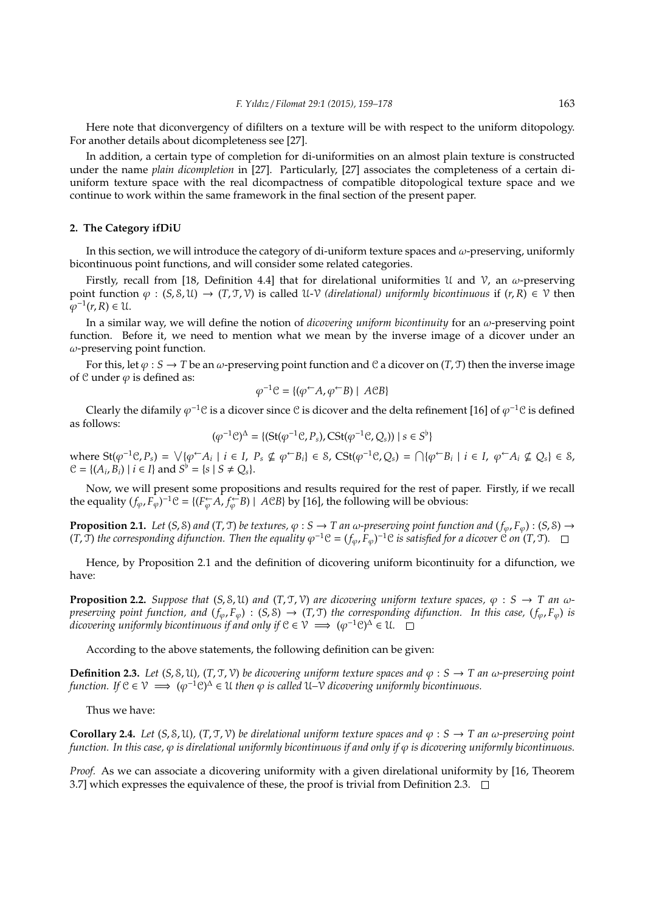Here note that diconvergency of difilters on a texture will be with respect to the uniform ditopology. For another details about dicompleteness see [27].

In addition, a certain type of completion for di-uniformities on an almost plain texture is constructed under the name *plain dicompletion* in [27]. Particularly, [27] associates the completeness of a certain di-uniform texture space with the real dicompactness of compatible ditopological texture space and we continue to work within the same framework in the final section of the present paper.

## 2. The Category ifDiU

In this section, we will introduce the category of di-uniform texture spaces and $\omega$-preserving, uniformly bicontinuous point functions, and will consider some related categories.

Firstly, recall from [18, Definition 4.4] that for direlational uniformities $\mathcal{U}$ and $\mathcal{V}$, an $\omega$-preserving point function $\varphi : (S, \mathcal{S}, \mathcal{U}) \to (T, \mathcal{T}, \mathcal{V})$ is called $\mathcal{U}$-$\mathcal{V}$ *(direlational) uniformly bicontinuous* if $(r, R) \in \mathcal{V}$ then $\varphi^{-1}(r, R) \in \mathcal{U}$.

In a similar way, we will define the notion of *dicovering uniform bicontinuity* for an $\omega$-preserving point function. Before it, we need to mention what we mean by the inverse image of a dicover under an $\omega$-preserving point function.

For this, let $\varphi : S \to T$ be an $\omega$-preserving point function and $\mathcal{C}$ a dicover on $(T, \mathcal{T})$ then the inverse image of $\mathcal{C}$ under $\varphi$ is defined as:

$$\varphi^{-1}\mathcal{C} = \{(\varphi^{\leftarrow}A, \varphi^{\leftarrow}B) \mid A\mathcal{C}B\}$$

Clearly the difamily $\varphi^{-1}\mathcal{C}$ is a dicover since $\mathcal{C}$ is dicover and the delta refinement [16] of $\varphi^{-1}\mathcal{C}$ is defined as follows:

$$(\varphi^{-1}\mathcal{C})^{\Delta} = \{(\mathrm{St}(\varphi^{-1}\mathcal{C}, P_s), \mathrm{CSt}(\varphi^{-1}\mathcal{C}, Q_s)) \mid s \in S^{\flat}\}$$

where $\mathrm{St}(\varphi^{-1}\mathcal{C}, P_s) = \bigvee\{\varphi^{\leftarrow}A_i \mid i \in I,\ P_s \not\subseteq \varphi^{\leftarrow}B_i\} \in \mathcal{S}$, $\mathrm{CSt}(\varphi^{-1}\mathcal{C}, Q_s) = \bigcap\{\varphi^{\leftarrow}B_i \mid i \in I,\ \varphi^{\leftarrow}A_i \not\subseteq Q_s\} \in \mathcal{S}$, $\mathcal{C} = \{(A_i, B_i) \mid i \in I\}$ and $S^{\flat} = \{s \mid S \neq Q_s\}$.

Now, we will present some propositions and results required for the rest of paper. Firstly, if we recall the equality $(f_\varphi, F_\varphi)^{-1}\mathcal{C} = \{(F_\varphi^{\leftarrow}A, f_\varphi^{\leftarrow}B) \mid A\mathcal{C}B\}$ by [16], the following will be obvious:

**Proposition 2.1.** *Let $(S, \mathcal{S})$ and $(T, \mathcal{T})$ be textures, $\varphi : S \to T$ an $\omega$-preserving point function and $(f_\varphi, F_\varphi) : (S, \mathcal{S}) \to (T, \mathcal{T})$ the corresponding difunction. Then the equality $\varphi^{-1}\mathcal{C} = (f_\varphi, F_\varphi)^{-1}\mathcal{C}$ is satisfied for a dicover $\mathcal{C}$ on $(T, \mathcal{T})$.* □

Hence, by Proposition 2.1 and the definition of dicovering uniform bicontinuity for a difunction, we have:

**Proposition 2.2.** *Suppose that $(S, \mathcal{S}, \mathcal{U})$ and $(T, \mathcal{T}, \mathcal{V})$ are dicovering uniform texture spaces, $\varphi : S \to T$ an $\omega$-preserving point function, and $(f_\varphi, F_\varphi) : (S, \mathcal{S}) \to (T, \mathcal{T})$ the corresponding difunction. In this case, $(f_\varphi, F_\varphi)$ is dicovering uniformly bicontinuous if and only if $\mathcal{C} \in \mathcal{V} \implies (\varphi^{-1}\mathcal{C})^{\Delta} \in \mathcal{U}$.* □

According to the above statements, the following definition can be given:

**Definition 2.3.** *Let $(S, \mathcal{S}, \mathcal{U})$, $(T, \mathcal{T}, \mathcal{V})$ be dicovering uniform texture spaces and $\varphi : S \to T$ an $\omega$-preserving point function. If $\mathcal{C} \in \mathcal{V} \implies (\varphi^{-1}\mathcal{C})^{\Delta} \in \mathcal{U}$ then $\varphi$ is called $\mathcal{U}$–$\mathcal{V}$ dicovering uniformly bicontinuous.*

Thus we have:

**Corollary 2.4.** *Let $(S, \mathcal{S}, \mathcal{U})$, $(T, \mathcal{T}, \mathcal{V})$ be direlational uniform texture spaces and $\varphi : S \to T$ an $\omega$-preserving point function. In this case, $\varphi$ is direlational uniformly bicontinuous if and only if $\varphi$ is dicovering uniformly bicontinuous.*

*Proof.* As we can associate a dicovering uniformity with a given direlational uniformity by [16, Theorem 3.7] which expresses the equivalence of these, the proof is trivial from Definition 2.3. □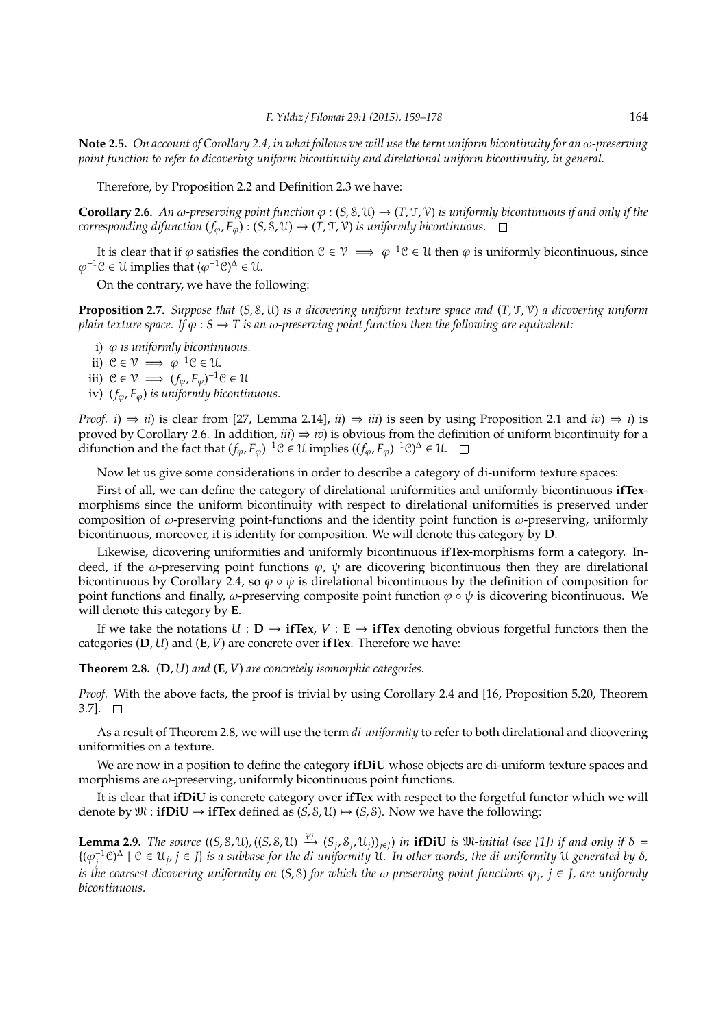**Note 2.5.** *On account of Corollary 2.4, in what follows we will use the term uniform bicontinuity for an $\omega$-preserving point function to refer to dicovering uniform bicontinuity and direlational uniform bicontinuity, in general.*

Therefore, by Proposition 2.2 and Definition 2.3 we have:

**Corollary 2.6.** *An $\omega$-preserving point function $\varphi : (S, \mathcal{S}, \mathcal{U}) \to (T, \mathcal{T}, \mathcal{V})$ is uniformly bicontinuous if and only if the corresponding difunction $(f_\varphi, F_\varphi) : (S, \mathcal{S}, \mathcal{U}) \to (T, \mathcal{T}, \mathcal{V})$ is uniformly bicontinuous.* □

It is clear that if $\varphi$ satisfies the condition $\mathcal{C} \in \mathcal{V} \implies \varphi^{-1}\mathcal{C} \in \mathcal{U}$ then $\varphi$ is uniformly bicontinuous, since $\varphi^{-1}\mathcal{C} \in \mathcal{U}$ implies that $(\varphi^{-1}\mathcal{C})^\Delta \in \mathcal{U}$.

On the contrary, we have the following:

**Proposition 2.7.** *Suppose that $(S, \mathcal{S}, \mathcal{U})$ is a dicovering uniform texture space and $(T, \mathcal{T}, \mathcal{V})$ a dicovering uniform plain texture space. If $\varphi : S \to T$ is an $\omega$-preserving point function then the following are equivalent:*

i) *$\varphi$ is uniformly bicontinuous.*
ii) *$\mathcal{C} \in \mathcal{V} \implies \varphi^{-1}\mathcal{C} \in \mathcal{U}$.*
iii) *$\mathcal{C} \in \mathcal{V} \implies (f_\varphi, F_\varphi)^{-1}\mathcal{C} \in \mathcal{U}$*
iv) *$(f_\varphi, F_\varphi)$ is uniformly bicontinuous.*

*Proof.* $i) \Rightarrow ii)$ is clear from [27, Lemma 2.14], $ii) \Rightarrow iii)$ is seen by using Proposition 2.1 and $iv) \Rightarrow i)$ is proved by Corollary 2.6. In addition, $iii) \Rightarrow iv)$ is obvious from the definition of uniform bicontinuity for a difunction and the fact that $(f_\varphi, F_\varphi)^{-1}\mathcal{C} \in \mathcal{U}$ implies $((f_\varphi, F_\varphi)^{-1}\mathcal{C})^\Delta \in \mathcal{U}$. □

Now let us give some considerations in order to describe a category of di-uniform texture spaces:

First of all, we can define the category of direlational uniformities and uniformly bicontinuous **ifTex**-morphisms since the uniform bicontinuity with respect to direlational uniformities is preserved under composition of $\omega$-preserving point-functions and the identity point function is $\omega$-preserving, uniformly bicontinuous, moreover, it is identity for composition. We will denote this category by **D**.

Likewise, dicovering uniformities and uniformly bicontinuous **ifTex**-morphisms form a category. Indeed, if the $\omega$-preserving point functions $\varphi$, $\psi$ are dicovering bicontinuous then they are direlational bicontinuous by Corollary 2.4, so $\varphi \circ \psi$ is direlational bicontinuous by the definition of composition for point functions and finally, $\omega$-preserving composite point function $\varphi \circ \psi$ is dicovering bicontinuous. We will denote this category by **E**.

If we take the notations $U : \mathbf{D} \to \mathbf{ifTex}$, $V : \mathbf{E} \to \mathbf{ifTex}$ denoting obvious forgetful functors then the categories $(\mathbf{D}, U)$ and $(\mathbf{E}, V)$ are concrete over **ifTex**. Therefore we have:

**Theorem 2.8.** *$(\mathbf{D}, U)$ and $(\mathbf{E}, V)$ are concretely isomorphic categories.*

*Proof.* With the above facts, the proof is trivial by using Corollary 2.4 and [16, Proposition 5.20, Theorem 3.7]. □

As a result of Theorem 2.8, we will use the term *di-uniformity* to refer to both direlational and dicovering uniformities on a texture.

We are now in a position to define the category **ifDiU** whose objects are di-uniform texture spaces and morphisms are $\omega$-preserving, uniformly bicontinuous point functions.

It is clear that **ifDiU** is concrete category over **ifTex** with respect to the forgetful functor which we will denote by $\mathfrak{M} : \mathbf{ifDiU} \to \mathbf{ifTex}$ defined as $(S, \mathcal{S}, \mathcal{U}) \mapsto (S, \mathcal{S})$. Now we have the following:

**Lemma 2.9.** *The source $((S, \mathcal{S}, \mathcal{U}), ((S, \mathcal{S}, \mathcal{U}) \xrightarrow{\varphi_j} (S_j, \mathcal{S}_j, \mathcal{U}_j))_{j \in J})$ in **ifDiU** is $\mathfrak{M}$-initial (see [1]) if and only if $\delta = \{(\varphi_j^{-1}\mathcal{C})^\Delta \mid \mathcal{C} \in \mathcal{U}_j, j \in J\}$ is a subbase for the di-uniformity $\mathcal{U}$. In other words, the di-uniformity $\mathcal{U}$ generated by $\delta$, is the coarsest dicovering uniformity on $(S, \mathcal{S})$ for which the $\omega$-preserving point functions $\varphi_j$, $j \in J$, are uniformly bicontinuous.*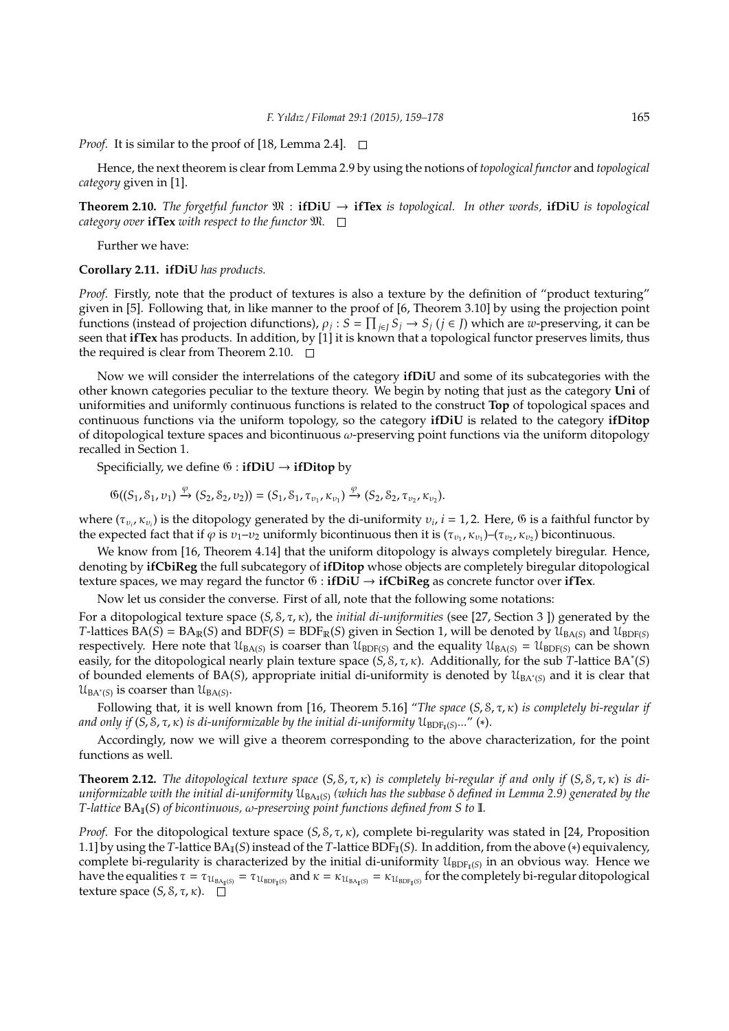*Proof.* It is similar to the proof of [18, Lemma 2.4]. □

Hence, the next theorem is clear from Lemma 2.9 by using the notions of *topological functor* and *topological category* given in [1].

**Theorem 2.10.** *The forgetful functor* $\mathfrak{M} : \mathbf{ifDiU} \to \mathbf{ifTex}$ *is topological. In other words,* **ifDiU** *is topological category over* **ifTex** *with respect to the functor* $\mathfrak{M}$. □

Further we have:

**Corollary 2.11.** **ifDiU** *has products.*

*Proof.* Firstly, note that the product of textures is also a texture by the definition of "product texturing" given in [5]. Following that, in like manner to the proof of [6, Theorem 3.10] by using the projection point functions (instead of projection difunctions), $\rho_j : S = \prod_{j \in J} S_j \to S_j$ ($j \in J$) which are $w$-preserving, it can be seen that **ifTex** has products. In addition, by [1] it is known that a topological functor preserves limits, thus the required is clear from Theorem 2.10. □

Now we will consider the interrelations of the category **ifDiU** and some of its subcategories with the other known categories peculiar to the texture theory. We begin by noting that just as the category **Uni** of uniformities and uniformly continuous functions is related to the construct **Top** of topological spaces and continuous functions via the uniform topology, so the category **ifDiU** is related to the category **ifDitop** of ditopological texture spaces and bicontinuous $\omega$-preserving point functions via the uniform ditopology recalled in Section 1.

Specificially, we define $\mathfrak{G} : \mathbf{ifDiU} \to \mathbf{ifDitop}$ by

$$\mathfrak{G}((S_1, \mathcal{S}_1, \upsilon_1) \xrightarrow{\varphi} (S_2, \mathcal{S}_2, \upsilon_2)) = (S_1, \mathcal{S}_1, \tau_{\upsilon_1}, \kappa_{\upsilon_1}) \xrightarrow{\varphi} (S_2, \mathcal{S}_2, \tau_{\upsilon_2}, \kappa_{\upsilon_2}).$$

where $(\tau_{\upsilon_i}, \kappa_{\upsilon_i})$ is the ditopology generated by the di-uniformity $\upsilon_i$, $i = 1, 2$. Here, $\mathfrak{G}$ is a faithful functor by the expected fact that if $\varphi$ is $\upsilon_1$–$\upsilon_2$ uniformly bicontinuous then it is $(\tau_{\upsilon_1}, \kappa_{\upsilon_1})$–$(\tau_{\upsilon_2}, \kappa_{\upsilon_2})$ bicontinuous.

We know from [16, Theorem 4.14] that the uniform ditopology is always completely biregular. Hence, denoting by **ifCbiReg** the full subcategory of **ifDitop** whose objects are completely biregular ditopological texture spaces, we may regard the functor $\mathfrak{G} : \mathbf{ifDiU} \to \mathbf{ifCbiReg}$ as concrete functor over **ifTex**.

Now let us consider the converse. First of all, note that the following some notations:

For a ditopological texture space $(S, \mathcal{S}, \tau, \kappa)$, the *initial di-uniformities* (see [27, Section 3 ]) generated by the $T$-lattices $\mathrm{BA}(S) = \mathrm{BA}_{\mathbb{R}}(S)$ and $\mathrm{BDF}(S) = \mathrm{BDF}_{\mathbb{R}}(S)$ given in Section 1, will be denoted by $\mathcal{U}_{\mathrm{BA}(S)}$ and $\mathcal{U}_{\mathrm{BDF}(S)}$ respectively. Here note that $\mathcal{U}_{\mathrm{BA}(S)}$ is coarser than $\mathcal{U}_{\mathrm{BDF}(S)}$ and the equality $\mathcal{U}_{\mathrm{BA}(S)} = \mathcal{U}_{\mathrm{BDF}(S)}$ can be shown easily, for the ditopological nearly plain texture space $(S, \mathcal{S}, \tau, \kappa)$. Additionally, for the sub $T$-lattice $\mathrm{BA}^*(S)$ of bounded elements of $\mathrm{BA}(S)$, appropriate initial di-uniformity is denoted by $\mathcal{U}_{\mathrm{BA}^*(S)}$ and it is clear that $\mathcal{U}_{\mathrm{BA}^*(S)}$ is coarser than $\mathcal{U}_{\mathrm{BA}(S)}$.

Following that, it is well known from [16, Theorem 5.16] "*The space* $(S, \mathcal{S}, \tau, \kappa)$ *is completely bi-regular if and only if* $(S, \mathcal{S}, \tau, \kappa)$ *is di-uniformizable by the initial di-uniformity* $\mathcal{U}_{\mathrm{BDF}_{\mathbb{I}}(S)}$..." (∗).

Accordingly, now we will give a theorem corresponding to the above characterization, for the point functions as well.

**Theorem 2.12.** *The ditopological texture space* $(S, \mathcal{S}, \tau, \kappa)$ *is completely bi-regular if and only if* $(S, \mathcal{S}, \tau, \kappa)$ *is di-uniformizable with the initial di-uniformity* $\mathcal{U}_{\mathrm{BA}_{\mathbb{I}}(S)}$ *(which has the subbase* $\delta$ *defined in Lemma 2.9) generated by the* $T$*-lattice* $\mathrm{BA}_{\mathbb{I}}(S)$ *of bicontinuous,* $\omega$*-preserving point functions defined from* $S$ *to* $\mathbb{I}$*.*

*Proof.* For the ditopological texture space $(S, \mathcal{S}, \tau, \kappa)$, complete bi-regularity was stated in [24, Proposition 1.1] by using the $T$-lattice $\mathrm{BA}_{\mathbb{I}}(S)$ instead of the $T$-lattice $\mathrm{BDF}_{\mathbb{I}}(S)$. In addition, from the above (∗) equivalency, complete bi-regularity is characterized by the initial di-uniformity $\mathcal{U}_{\mathrm{BDF}_{\mathbb{I}}(S)}$ in an obvious way. Hence we have the equalities $\tau = \tau_{\mathcal{U}_{\mathrm{BA}_{\mathbb{I}}(S)}} = \tau_{\mathcal{U}_{\mathrm{BDF}_{\mathbb{I}}(S)}}$ and $\kappa = \kappa_{\mathcal{U}_{\mathrm{BA}_{\mathbb{I}}(S)}} = \kappa_{\mathcal{U}_{\mathrm{BDF}_{\mathbb{I}}(S)}}$ for the completely bi-regular ditopological texture space $(S, \mathcal{S}, \tau, \kappa)$. □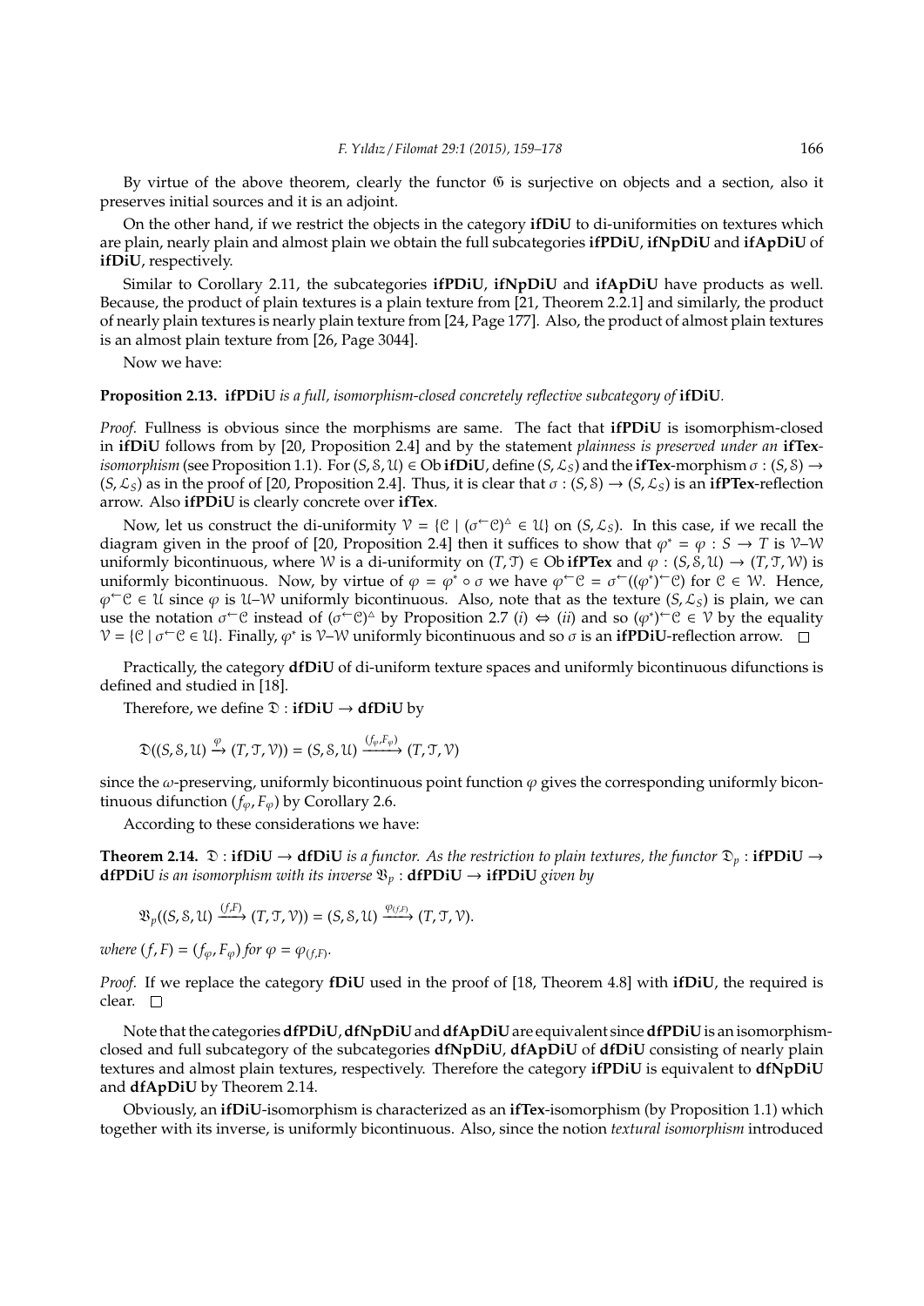By virtue of the above theorem, clearly the functor $\mathfrak{G}$ is surjective on objects and a section, also it preserves initial sources and it is an adjoint.

On the other hand, if we restrict the objects in the category **ifDiU** to di-uniformities on textures which are plain, nearly plain and almost plain we obtain the full subcategories **ifPDiU**, **ifNpDiU** and **ifApDiU** of **ifDiU**, respectively.

Similar to Corollary 2.11, the subcategories **ifPDiU**, **ifNpDiU** and **ifApDiU** have products as well. Because, the product of plain textures is a plain texture from [21, Theorem 2.2.1] and similarly, the product of nearly plain textures is nearly plain texture from [24, Page 177]. Also, the product of almost plain textures is an almost plain texture from [26, Page 3044].

Now we have:

**Proposition 2.13.** *$\mathbf{ifPDiU}$ is a full, isomorphism-closed concretely reflective subcategory of $\mathbf{ifDiU}$.*

*Proof.* Fullness is obvious since the morphisms are same. The fact that **ifPDiU** is isomorphism-closed in **ifDiU** follows from by [20, Proposition 2.4] and by the statement *plainness is preserved under an* **ifTex**-*isomorphism* (see Proposition 1.1). For $(S, \mathcal{S}, \mathcal{U}) \in \mathrm{Ob}\,\mathbf{ifDiU}$, define $(S, \mathcal{L}_S)$ and the **ifTex**-morphism $\sigma : (S, \mathcal{S}) \to (S, \mathcal{L}_S)$ as in the proof of [20, Proposition 2.4]. Thus, it is clear that $\sigma : (S, \mathcal{S}) \to (S, \mathcal{L}_S)$ is an **ifPTex**-reflection arrow. Also **ifPDiU** is clearly concrete over **ifTex**.

Now, let us construct the di-uniformity $\mathcal{V} = \{\mathcal{C} \mid (\sigma^{\leftarrow}\mathcal{C})^{\triangle} \in \mathcal{U}\}$ on $(S, \mathcal{L}_S)$. In this case, if we recall the diagram given in the proof of [20, Proposition 2.4] then it suffices to show that $\varphi^* = \varphi : S \to T$ is $\mathcal{V}$–$\mathcal{W}$ uniformly bicontinuous, where $\mathcal{W}$ is a di-uniformity on $(T, \mathcal{T}) \in \mathrm{Ob}\,\mathbf{ifPTex}$ and $\varphi : (S, \mathcal{S}, \mathcal{U}) \to (T, \mathcal{T}, \mathcal{W})$ is uniformly bicontinuous. Now, by virtue of $\varphi = \varphi^* \circ \sigma$ we have $\varphi^{\leftarrow}\mathcal{C} = \sigma^{\leftarrow}((\varphi^*)^{\leftarrow}\mathcal{C})$ for $\mathcal{C} \in \mathcal{W}$. Hence, $\varphi^{\leftarrow}\mathcal{C} \in \mathcal{U}$ since $\varphi$ is $\mathcal{U}$–$\mathcal{W}$ uniformly bicontinuous. Also, note that as the texture $(S, \mathcal{L}_S)$ is plain, we can use the notation $\sigma^{\leftarrow}\mathcal{C}$ instead of $(\sigma^{\leftarrow}\mathcal{C})^{\triangle}$ by Proposition 2.7 $(i) \Leftrightarrow (ii)$ and so $(\varphi^*)^{\leftarrow}\mathcal{C} \in \mathcal{V}$ by the equality $\mathcal{V} = \{\mathcal{C} \mid \sigma^{\leftarrow}\mathcal{C} \in \mathcal{U}\}$. Finally, $\varphi^*$ is $\mathcal{V}$–$\mathcal{W}$ uniformly bicontinuous and so $\sigma$ is an **ifPDiU**-reflection arrow. $\square$

Practically, the category **dfDiU** of di-uniform texture spaces and uniformly bicontinuous difunctions is defined and studied in [18].

Therefore, we define $\mathfrak{D} : \mathbf{ifDiU} \to \mathbf{dfDiU}$ by

$$\mathfrak{D}((S, \mathcal{S}, \mathcal{U}) \xrightarrow{\varphi} (T, \mathcal{T}, \mathcal{V})) = (S, \mathcal{S}, \mathcal{U}) \xrightarrow{(f_\varphi, F_\varphi)} (T, \mathcal{T}, \mathcal{V})$$

since the $\omega$-preserving, uniformly bicontinuous point function $\varphi$ gives the corresponding uniformly bicontinuous difunction $(f_\varphi, F_\varphi)$ by Corollary 2.6.

According to these considerations we have:

**Theorem 2.14.** *$\mathfrak{D} : \mathbf{ifDiU} \to \mathbf{dfDiU}$ is a functor. As the restriction to plain textures, the functor $\mathfrak{D}_p : \mathbf{ifPDiU} \to \mathbf{dfPDiU}$ is an isomorphism with its inverse $\mathfrak{B}_p : \mathbf{dfPDiU} \to \mathbf{ifPDiU}$ given by*

$$\mathfrak{B}_p((S, \mathcal{S}, \mathcal{U}) \xrightarrow{(f,F)} (T, \mathcal{T}, \mathcal{V})) = (S, \mathcal{S}, \mathcal{U}) \xrightarrow{\varphi_{(f,F)}} (T, \mathcal{T}, \mathcal{V}).$$

*where $(f, F) = (f_\varphi, F_\varphi)$ for $\varphi = \varphi_{(f,F)}$.*

*Proof.* If we replace the category **fDiU** used in the proof of [18, Theorem 4.8] with **ifDiU**, the required is clear. $\square$

Note that the categories **dfPDiU**, **dfNpDiU** and **dfApDiU** are equivalent since **dfPDiU** is an isomorphism-closed and full subcategory of the subcategories **dfNpDiU**, **dfApDiU** of **dfDiU** consisting of nearly plain textures and almost plain textures, respectively. Therefore the category **ifPDiU** is equivalent to **dfNpDiU** and **dfApDiU** by Theorem 2.14.

Obviously, an **ifDiU**-isomorphism is characterized as an **ifTex**-isomorphism (by Proposition 1.1) which together with its inverse, is uniformly bicontinuous. Also, since the notion *textural isomorphism* introduced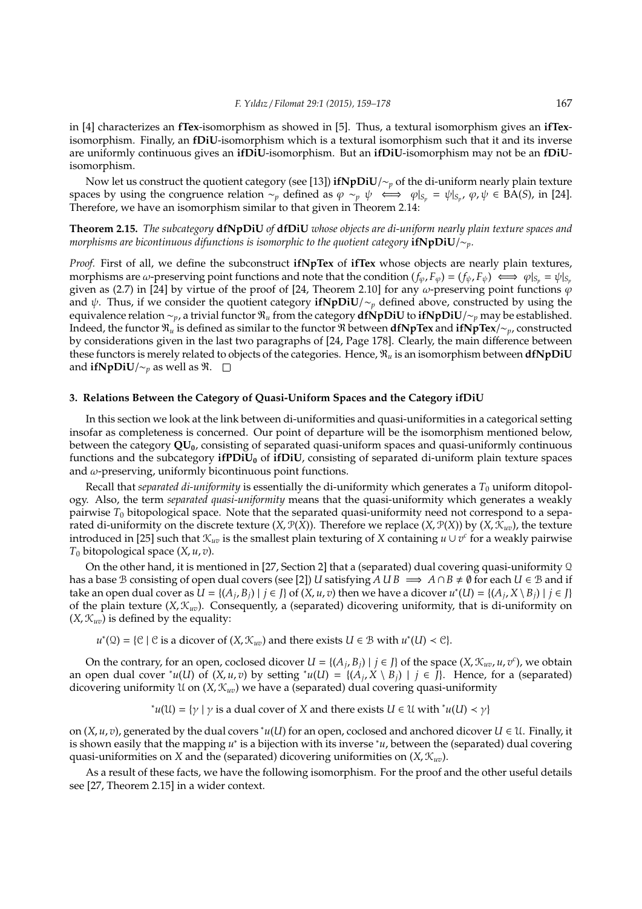in [4] characterizes an **fTex**-isomorphism as showed in [5]. Thus, a textural isomorphism gives an **ifTex**-isomorphism. Finally, an **fDiU**-isomorphism which is a textural isomorphism such that it and its inverse are uniformly continuous gives an **ifDiU**-isomorphism. But an **ifDiU**-isomorphism may not be an **fDiU**-isomorphism.

Now let us construct the quotient category (see [13]) $\mathbf{ifNpDiU}/\sim_p$ of the di-uniform nearly plain texture spaces by using the congruence relation $\sim_p$ defined as $\varphi \sim_p \psi \iff \varphi|_{S_p} = \psi|_{S_p}$, $\varphi, \psi \in \mathrm{BA}(S)$, in [24]. Therefore, we have an isomorphism similar to that given in Theorem 2.14:

**Theorem 2.15.** *The subcategory* **dfNpDiU** *of* **dfDiU** *whose objects are di-uniform nearly plain texture spaces and morphisms are bicontinuous difunctions is isomorphic to the quotient category* $\mathbf{ifNpDiU}/\sim_p$.

*Proof.* First of all, we define the subconstruct **ifNpTex** of **ifTex** whose objects are nearly plain textures, morphisms are $\omega$-preserving point functions and note that the condition $(f_\varphi, F_\varphi) = (f_\psi, F_\psi) \iff \varphi|_{S_p} = \psi|_{S_p}$ given as (2.7) in [24] by virtue of the proof of [24, Theorem 2.10] for any $\omega$-preserving point functions $\varphi$ and $\psi$. Thus, if we consider the quotient category $\mathbf{ifNpDiU}/\sim_p$ defined above, constructed by using the equivalence relation $\sim_p$, a trivial functor $\mathfrak{R}_u$ from the category **dfNpDiU** to $\mathbf{ifNpDiU}/\sim_p$ may be established. Indeed, the functor $\mathfrak{R}_u$ is defined as similar to the functor $\mathfrak{R}$ between **dfNpTex** and $\mathbf{ifNpTex}/\sim_p$, constructed by considerations given in the last two paragraphs of [24, Page 178]. Clearly, the main difference between these functors is merely related to objects of the categories. Hence, $\mathfrak{R}_u$ is an isomorphism between **dfNpDiU** and $\mathbf{ifNpDiU}/\sim_p$ as well as $\mathfrak{R}$. □

## 3. Relations Between the Category of Quasi-Uniform Spaces and the Category ifDiU

In this section we look at the link between di-uniformities and quasi-uniformities in a categorical setting insofar as completeness is concerned. Our point of departure will be the isomorphism mentioned below, between the category $\mathbf{QU_0}$, consisting of separated quasi-uniform spaces and quasi-uniformly continuous functions and the subcategory $\mathbf{ifPDiU_0}$ of **ifDiU**, consisting of separated di-uniform plain texture spaces and $\omega$-preserving, uniformly bicontinuous point functions.

Recall that *separated di-uniformity* is essentially the di-uniformity which generates a $T_0$ uniform ditopology. Also, the term *separated quasi-uniformity* means that the quasi-uniformity which generates a weakly pairwise $T_0$ bitopological space. Note that the separated quasi-uniformity need not correspond to a separated di-uniformity on the discrete texture $(X, \mathcal{P}(X))$. Therefore we replace $(X, \mathcal{P}(X))$ by $(X, \mathcal{K}_{uv})$, the texture introduced in [25] such that $\mathcal{K}_{uv}$ is the smallest plain texturing of $X$ containing $u \cup v^c$ for a weakly pairwise $T_0$ bitopological space $(X, u, v)$.

On the other hand, it is mentioned in [27, Section 2] that a (separated) dual covering quasi-uniformity $\mathcal{Q}$ has a base $\mathcal{B}$ consisting of open dual covers (see [2]) $U$ satisfying $A\, U\, B \implies A \cap B \neq \emptyset$ for each $U \in \mathcal{B}$ and if take an open dual cover as $U = \{(A_j, B_j) \mid j \in J\}$ of $(X, u, v)$ then we have a dicover $u^*(U) = \{(A_j, X \setminus B_j) \mid j \in J\}$ of the plain texture $(X, \mathcal{K}_{uv})$. Consequently, a (separated) dicovering uniformity, that is di-uniformity on $(X, \mathcal{K}_{uv})$ is defined by the equality:

$$u^*(\mathcal{Q}) = \{\mathcal{C} \mid \mathcal{C} \text{ is a dicover of } (X, \mathcal{K}_{uv}) \text{ and there exists } U \in \mathcal{B} \text{ with } u^*(U) \prec \mathcal{C}\}.$$

On the contrary, for an open, coclosed dicover $U = \{(A_j, B_j) \mid j \in J\}$ of the space $(X, \mathcal{K}_{uv}, u, v^c)$, we obtain an open dual cover ${}^*u(U)$ of $(X, u, v)$ by setting ${}^*u(U) = \{(A_j, X \setminus B_j) \mid j \in J\}$. Hence, for a (separated) dicovering uniformity $\mathcal{U}$ on $(X, \mathcal{K}_{uv})$ we have a (separated) dual covering quasi-uniformity

$${}^*u(\mathcal{U}) = \{\gamma \mid \gamma \text{ is a dual cover of } X \text{ and there exists } U \in \mathcal{U} \text{ with } {}^*u(U) \prec \gamma\}$$

on $(X, u, v)$, generated by the dual covers ${}^*u(U)$ for an open, coclosed and anchored dicover $U \in \mathcal{U}$. Finally, it is shown easily that the mapping $u^*$ is a bijection with its inverse ${}^*u$, between the (separated) dual covering quasi-uniformities on $X$ and the (separated) dicovering uniformities on $(X, \mathcal{K}_{uv})$.

As a result of these facts, we have the following isomorphism. For the proof and the other useful details see [27, Theorem 2.15] in a wider context.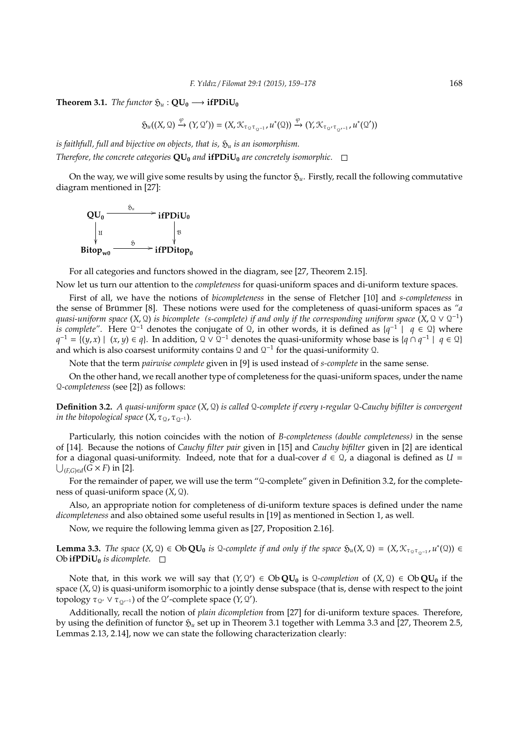**Theorem 3.1.** *The functor* $\mathfrak{H}_u : \mathbf{QU_0} \longrightarrow \mathbf{ifPDiU_0}$

$$\mathfrak{H}_u((X,\mathcal{Q}) \xrightarrow{\varphi} (Y,\mathcal{Q}')) = (X, \mathcal{K}_{\tau_{\mathcal{Q}}\tau_{\mathcal{Q}^{-1}}}, u^*(\mathcal{Q})) \xrightarrow{\varphi} (Y, \mathcal{K}_{\tau_{\mathcal{Q}'}\tau_{\mathcal{Q}'^{-1}}}, u^*(\mathcal{Q}'))$$

*is faithfull, full and bijective on objects, that is,* $\mathfrak{H}_u$ *is an isomorphism.*
*Therefore, the concrete categories* $\mathbf{QU_0}$ *and* $\mathbf{ifPDiU_0}$ *are concretely isomorphic.* □

On the way, we will give some results by using the functor $\mathfrak{H}_u$. Firstly, recall the following commutative diagram mentioned in [27]:

$$\begin{array}{ccc}
\mathbf{QU_0} & \xrightarrow{\mathfrak{H}_u} & \mathbf{ifPDiU_0} \\
\downarrow{\scriptstyle \mathfrak{U}} & & \downarrow{\scriptstyle \mathfrak{B}} \\
\mathbf{Bitop_{w0}} & \xrightarrow{\mathfrak{H}} & \mathbf{ifPDitop_0}
\end{array}$$

For all categories and functors showed in the diagram, see [27, Theorem 2.15].

Now let us turn our attention to the *completeness* for quasi-uniform spaces and di-uniform texture spaces.

First of all, we have the notions of *bicompleteness* in the sense of Fletcher [10] and *s-completeness* in the sense of Brümmer [8]. These notions were used for the completeness of quasi-uniform spaces as *"a quasi-uniform space* $(X,\mathcal{Q})$ *is bicomplete (s-complete) if and only if the corresponding uniform space* $(X, \mathcal{Q} \vee \mathcal{Q}^{-1})$ *is complete"*. Here $\mathcal{Q}^{-1}$ denotes the conjugate of $\mathcal{Q}$, in other words, it is defined as $\{q^{-1} \mid q \in \mathcal{Q}\}$ where $q^{-1} = \{(y,x) \mid (x,y) \in q\}$. In addition, $\mathcal{Q} \vee \mathcal{Q}^{-1}$ denotes the quasi-uniformity whose base is $\{q \cap q^{-1} \mid q \in \mathcal{Q}\}$ and which is also coarsest uniformity contains $\mathcal{Q}$ and $\mathcal{Q}^{-1}$ for the quasi-uniformity $\mathcal{Q}$.

Note that the term *pairwise complete* given in [9] is used instead of *s-complete* in the same sense.

On the other hand, we recall another type of completeness for the quasi-uniform spaces, under the name $\mathcal{Q}$*-completeness* (see [2]) as follows:

**Definition 3.2.** *A quasi-uniform space* $(X,\mathcal{Q})$ *is called* $\mathcal{Q}$*-complete if every* $\imath$*-regular* $\mathcal{Q}$*-Cauchy bifilter is convergent in the bitopological space* $(X, \tau_{\mathcal{Q}}, \tau_{\mathcal{Q}^{-1}})$*.*

Particularly, this notion coincides with the notion of *B-completeness (double completeness)* in the sense of [14]. Because the notions of *Cauchy filter pair* given in [15] and *Cauchy bifilter* given in [2] are identical for a diagonal quasi-uniformity. Indeed, note that for a dual-cover $d \in \mathcal{Q}$, a diagonal is defined as $U = \bigcup_{(F,G)\in d}(G \times F)$ in [2].

For the remainder of paper, we will use the term "$\mathcal{Q}$-complete" given in Definition 3.2, for the completeness of quasi-uniform space $(X,\mathcal{Q})$.

Also, an appropriate notion for completeness of di-uniform texture spaces is defined under the name *dicompleteness* and also obtained some useful results in [19] as mentioned in Section 1, as well.

Now, we require the following lemma given as [27, Proposition 2.16].

**Lemma 3.3.** *The space* $(X,\mathcal{Q}) \in \mathrm{Ob}\,\mathbf{QU_0}$ *is* $\mathcal{Q}$*-complete if and only if the space* $\mathfrak{H}_u(X,\mathcal{Q}) = (X, \mathcal{K}_{\tau_{\mathcal{Q}}\tau_{\mathcal{Q}^{-1}}}, u^*(\mathcal{Q})) \in \mathrm{Ob}\,\mathbf{ifPDiU_0}$ *is dicomplete.* □

Note that, in this work we will say that $(Y,\mathcal{Q}') \in \mathrm{Ob}\,\mathbf{QU_0}$ is $\mathcal{Q}$*-completion* of $(X,\mathcal{Q}) \in \mathrm{Ob}\,\mathbf{QU_0}$ if the space $(X,\mathcal{Q})$ is quasi-uniform isomorphic to a jointly dense subspace (that is, dense with respect to the joint topology $\tau_{\mathcal{Q}'} \vee \tau_{\mathcal{Q}'^{-1}}$) of the $\mathcal{Q}'$-complete space $(Y,\mathcal{Q}')$.

Additionally, recall the notion of *plain dicompletion* from [27] for di-uniform texture spaces. Therefore, by using the definition of functor $\mathfrak{H}_u$ set up in Theorem 3.1 together with Lemma 3.3 and [27, Theorem 2.5, Lemmas 2.13, 2.14], now we can state the following characterization clearly: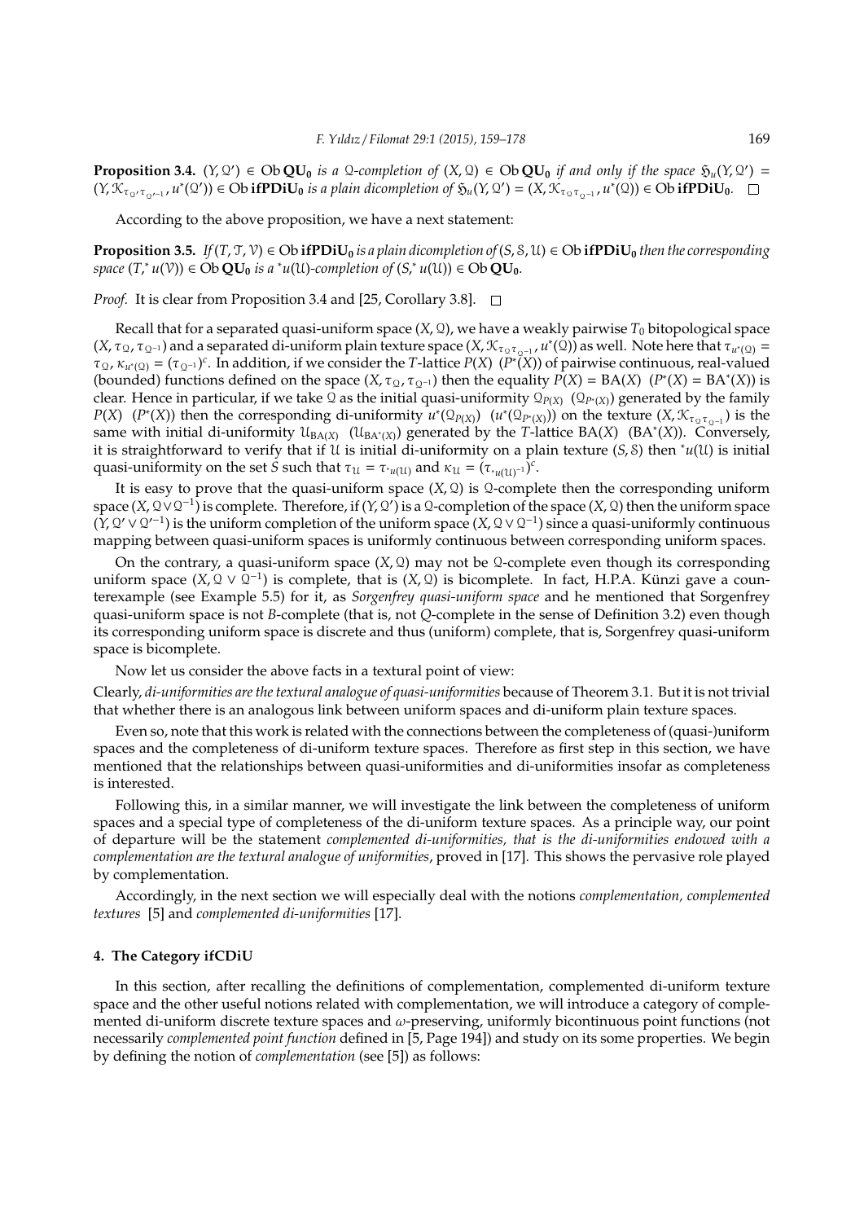**Proposition 3.4.** $(Y, \mathcal{Q}') \in \operatorname{Ob} \mathbf{QU_0}$ *is a* $\mathcal{Q}$*-completion of* $(X, \mathcal{Q}) \in \operatorname{Ob} \mathbf{QU_0}$ *if and only if the space* $\mathfrak{H}_u(Y, \mathcal{Q}') = (Y, \mathcal{K}_{\tau_{\mathcal{Q}'} \tau_{\mathcal{Q}'^{-1}}}, u^*(\mathcal{Q}')) \in \operatorname{Ob} \mathbf{ifPDiU_0}$ *is a plain dicompletion of* $\mathfrak{H}_u(Y, \mathcal{Q}') = (X, \mathcal{K}_{\tau_{\mathcal{Q}} \tau_{\mathcal{Q}^{-1}}}, u^*(\mathcal{Q})) \in \operatorname{Ob} \mathbf{ifPDiU_0}$. □

According to the above proposition, we have a next statement:

**Proposition 3.5.** *If* $(T, \mathcal{T}, \mathcal{V}) \in \operatorname{Ob} \mathbf{ifPDiU_0}$ *is a plain dicompletion of* $(S, \mathcal{S}, \mathcal{U}) \in \operatorname{Ob} \mathbf{ifPDiU_0}$ *then the corresponding space* $(T,^* u(\mathcal{V})) \in \operatorname{Ob} \mathbf{QU_0}$ *is a* $^*u(\mathcal{U})$*-completion of* $(S,^* u(\mathcal{U})) \in \operatorname{Ob} \mathbf{QU_0}$.

*Proof.* It is clear from Proposition 3.4 and [25, Corollary 3.8]. □

Recall that for a separated quasi-uniform space $(X, \mathcal{Q})$, we have a weakly pairwise $T_0$ bitopological space $(X, \tau_{\mathcal{Q}}, \tau_{\mathcal{Q}^{-1}})$ and a separated di-uniform plain texture space $(X, \mathcal{K}_{\tau_{\mathcal{Q}} \tau_{\mathcal{Q}^{-1}}}, u^*(\mathcal{Q}))$ as well. Note here that $\tau_{u^*(\mathcal{Q})} = \tau_{\mathcal{Q}}$, $\kappa_{u^*(\mathcal{Q})} = (\tau_{\mathcal{Q}^{-1}})^c$. In addition, if we consider the $T$-lattice $P(X)$ $(P^*(X))$ of pairwise continuous, real-valued (bounded) functions defined on the space $(X, \tau_{\mathcal{Q}}, \tau_{\mathcal{Q}^{-1}})$ then the equality $P(X) = \mathrm{BA}(X)$ $(P^*(X) = \mathrm{BA}^*(X))$ is clear. Hence in particular, if we take $\mathcal{Q}$ as the initial quasi-uniformity $\mathcal{Q}_{P(X)}$ $(\mathcal{Q}_{P^*(X)})$ generated by the family $P(X)$ $(P^*(X))$ then the corresponding di-uniformity $u^*(\mathcal{Q}_{P(X)})$ $(u^*(\mathcal{Q}_{P^*(X)}))$ on the texture $(X, \mathcal{K}_{\tau_{\mathcal{Q}} \tau_{\mathcal{Q}^{-1}}})$ is the same with initial di-uniformity $\mathcal{U}_{\mathrm{BA}(X)}$ $(\mathcal{U}_{\mathrm{BA}^*(X)})$ generated by the $T$-lattice $\mathrm{BA}(X)$ $(\mathrm{BA}^*(X))$. Conversely, it is straightforward to verify that if $\mathcal{U}$ is initial di-uniformity on a plain texture $(S, \mathcal{S})$ then $^*u(\mathcal{U})$ is initial quasi-uniformity on the set $S$ such that $\tau_{\mathcal{U}} = \tau_{^*u(\mathcal{U})}$ and $\kappa_{\mathcal{U}} = (\tau_{^*u(\mathcal{U})^{-1}})^c$.

It is easy to prove that the quasi-uniform space $(X, \mathcal{Q})$ is $\mathcal{Q}$-complete then the corresponding uniform space $(X, \mathcal{Q} \vee \mathcal{Q}^{-1})$ is complete. Therefore, if $(Y, \mathcal{Q}')$ is a $\mathcal{Q}$-completion of the space $(X, \mathcal{Q})$ then the uniform space $(Y, \mathcal{Q}' \vee \mathcal{Q}'^{-1})$ is the uniform completion of the uniform space $(X, \mathcal{Q} \vee \mathcal{Q}^{-1})$ since a quasi-uniformly continuous mapping between quasi-uniform spaces is uniformly continuous between corresponding uniform spaces.

On the contrary, a quasi-uniform space $(X, \mathcal{Q})$ may not be $\mathcal{Q}$-complete even though its corresponding uniform space $(X, \mathcal{Q} \vee \mathcal{Q}^{-1})$ is complete, that is $(X, \mathcal{Q})$ is bicomplete. In fact, H.P.A. Künzi gave a counterexample (see Example 5.5) for it, as *Sorgenfrey quasi-uniform space* and he mentioned that Sorgenfrey quasi-uniform space is not $B$-complete (that is, not $Q$-complete in the sense of Definition 3.2) even though its corresponding uniform space is discrete and thus (uniform) complete, that is, Sorgenfrey quasi-uniform space is bicomplete.

Now let us consider the above facts in a textural point of view:

Clearly, *di-uniformities are the textural analogue of quasi-uniformities* because of Theorem 3.1. But it is not trivial that whether there is an analogous link between uniform spaces and di-uniform plain texture spaces.

Even so, note that this work is related with the connections between the completeness of (quasi-)uniform spaces and the completeness of di-uniform texture spaces. Therefore as first step in this section, we have mentioned that the relationships between quasi-uniformities and di-uniformities insofar as completeness is interested.

Following this, in a similar manner, we will investigate the link between the completeness of uniform spaces and a special type of completeness of the di-uniform texture spaces. As a principle way, our point of departure will be the statement *complemented di-uniformities, that is the di-uniformities endowed with a complementation are the textural analogue of uniformities*, proved in [17]. This shows the pervasive role played by complementation.

Accordingly, in the next section we will especially deal with the notions *complementation, complemented textures* [5] and *complemented di-uniformities* [17].

## 4. The Category ifCDiU

In this section, after recalling the definitions of complementation, complemented di-uniform texture space and the other useful notions related with complementation, we will introduce a category of complemented di-uniform discrete texture spaces and $\omega$-preserving, uniformly bicontinuous point functions (not necessarily *complemented point function* defined in [5, Page 194]) and study on its some properties. We begin by defining the notion of *complementation* (see [5]) as follows: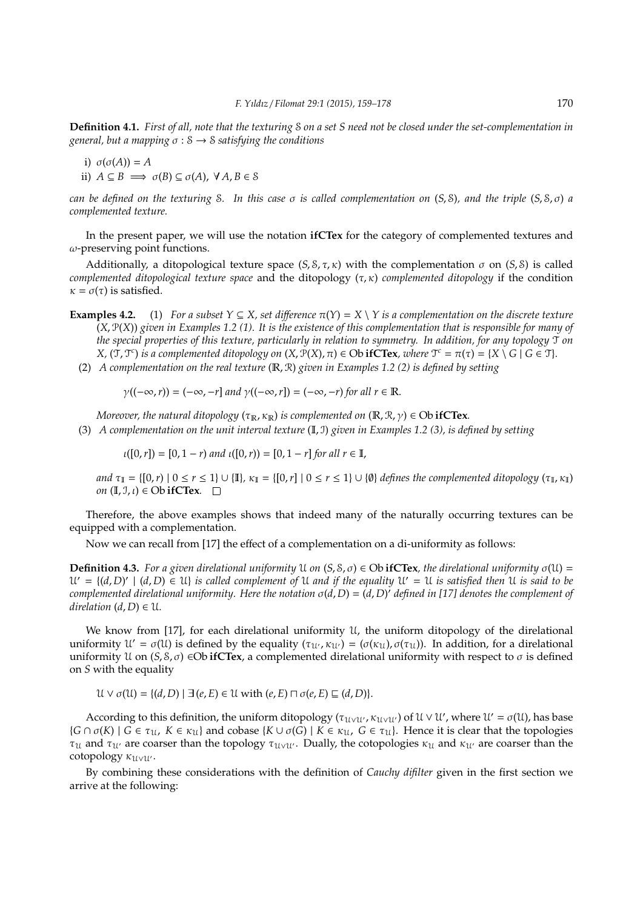**Definition 4.1.** *First of all, note that the texturing $\mathcal{S}$ on a set $S$ need not be closed under the set-complementation in general, but a mapping $\sigma : \mathcal{S} \to \mathcal{S}$ satisfying the conditions*

i) $\sigma(\sigma(A)) = A$

ii) $A \subseteq B \implies \sigma(B) \subseteq \sigma(A), \ \forall A, B \in \mathcal{S}$

*can be defined on the texturing $\mathcal{S}$. In this case $\sigma$ is called complementation on $(S, \mathcal{S})$, and the triple $(S, \mathcal{S}, \sigma)$ a complemented texture.*

In the present paper, we will use the notation **ifCTex** for the category of complemented textures and $\omega$-preserving point functions.

Additionally, a ditopological texture space $(S, \mathcal{S}, \tau, \kappa)$ with the complementation $\sigma$ on $(S, \mathcal{S})$ is called *complemented ditopological texture space* and the ditopology $(\tau, \kappa)$ *complemented ditopology* if the condition $\kappa = \sigma(\tau)$ is satisfied.

**Examples 4.2.** (1) *For a subset $Y \subseteq X$, set difference $\pi(Y) = X \setminus Y$ is a complementation on the discrete texture $(X, \mathcal{P}(X))$ given in Examples 1.2 (1). It is the existence of this complementation that is responsible for many of the special properties of this texture, particularly in relation to symmetry. In addition, for any topology $\mathcal{T}$ on $X$, $(\mathcal{T}, \mathcal{T}^c)$ is a complemented ditopology on $(X, \mathcal{P}(X), \pi) \in \mathrm{Ob}\,$**ifCTex**, where $\mathcal{T}^c = \pi(\tau) = \{X \setminus G \mid G \in \mathcal{T}\}$.*

(2) *A complementation on the real texture $(\mathbb{R}, \mathcal{R})$ given in Examples 1.2 (2) is defined by setting*

$$\gamma((-\infty, r)) = (-\infty, -r] \text{ and } \gamma((-\infty, r]) = (-\infty, -r) \text{ for all } r \in \mathbb{R}.$$

*Moreover, the natural ditopology $(\tau_{\mathbb{R}}, \kappa_{\mathbb{R}})$ is complemented on $(\mathbb{R}, \mathcal{R}, \gamma) \in \mathrm{Ob}\,$**ifCTex**.*

(3) *A complementation on the unit interval texture $(\mathbb{I}, \mathcal{I})$ given in Examples 1.2 (3), is defined by setting*

$$\iota([0, r]) = [0, 1 - r) \text{ and } \iota([0, r)) = [0, 1 - r] \text{ for all } r \in \mathbb{I},$$

*and $\tau_{\mathbb{I}} = \{[0, r) \mid 0 \le r \le 1\} \cup \{\mathbb{I}\}$, $\kappa_{\mathbb{I}} = \{[0, r] \mid 0 \le r \le 1\} \cup \{\emptyset\}$ defines the complemented ditopology $(\tau_{\mathbb{I}}, \kappa_{\mathbb{I}})$ on $(\mathbb{I}, \mathcal{I}, \iota) \in \mathrm{Ob}\,$**ifCTex**.* □

Therefore, the above examples shows that indeed many of the naturally occurring textures can be equipped with a complementation.

Now we can recall from [17] the effect of a complementation on a di-uniformity as follows:

**Definition 4.3.** *For a given direlational uniformity $\mathcal{U}$ on $(S, \mathcal{S}, \sigma) \in \mathrm{Ob}\,$**ifCTex**, the direlational uniformity $\sigma(\mathcal{U}) = \mathcal{U}' = \{(d, D)' \mid (d, D) \in \mathcal{U}\}$ is called complement of $\mathcal{U}$ and if the equality $\mathcal{U}' = \mathcal{U}$ is satisfied then $\mathcal{U}$ is said to be complemented direlational uniformity. Here the notation $\sigma(d, D) = (d, D)'$ defined in [17] denotes the complement of direlation $(d, D) \in \mathcal{U}$.*

We know from [17], for each direlational uniformity $\mathcal{U}$, the uniform ditopology of the direlational uniformity $\mathcal{U}' = \sigma(\mathcal{U})$ is defined by the equality $(\tau_{\mathcal{U}'}, \kappa_{\mathcal{U}'}) = (\sigma(\kappa_{\mathcal{U}}), \sigma(\tau_{\mathcal{U}}))$. In addition, for a direlational uniformity $\mathcal{U}$ on $(S, \mathcal{S}, \sigma) \in \mathrm{Ob}\,$**ifCTex**, a complemented direlational uniformity with respect to $\sigma$ is defined on $S$ with the equality

$$\mathcal{U} \vee \sigma(\mathcal{U}) = \{(d, D) \mid \exists\, (e, E) \in \mathcal{U} \text{ with } (e, E) \sqcap \sigma(e, E) \sqsubseteq (d, D)\}.$$

According to this definition, the uniform ditopology $(\tau_{\mathcal{U} \vee \mathcal{U}'}, \kappa_{\mathcal{U} \vee \mathcal{U}'})$ of $\mathcal{U} \vee \mathcal{U}'$, where $\mathcal{U}' = \sigma(\mathcal{U})$, has base $\{G \cap \sigma(K) \mid G \in \tau_{\mathcal{U}}, \ K \in \kappa_{\mathcal{U}}\}$ and cobase $\{K \cup \sigma(G) \mid K \in \kappa_{\mathcal{U}}, \ G \in \tau_{\mathcal{U}}\}$. Hence it is clear that the topologies $\tau_{\mathcal{U}}$ and $\tau_{\mathcal{U}'}$ are coarser than the topology $\tau_{\mathcal{U} \vee \mathcal{U}'}$. Dually, the cotopologies $\kappa_{\mathcal{U}}$ and $\kappa_{\mathcal{U}'}$ are coarser than the cotopology $\kappa_{\mathcal{U} \vee \mathcal{U}'}$.

By combining these considerations with the definition of *Cauchy difilter* given in the first section we arrive at the following: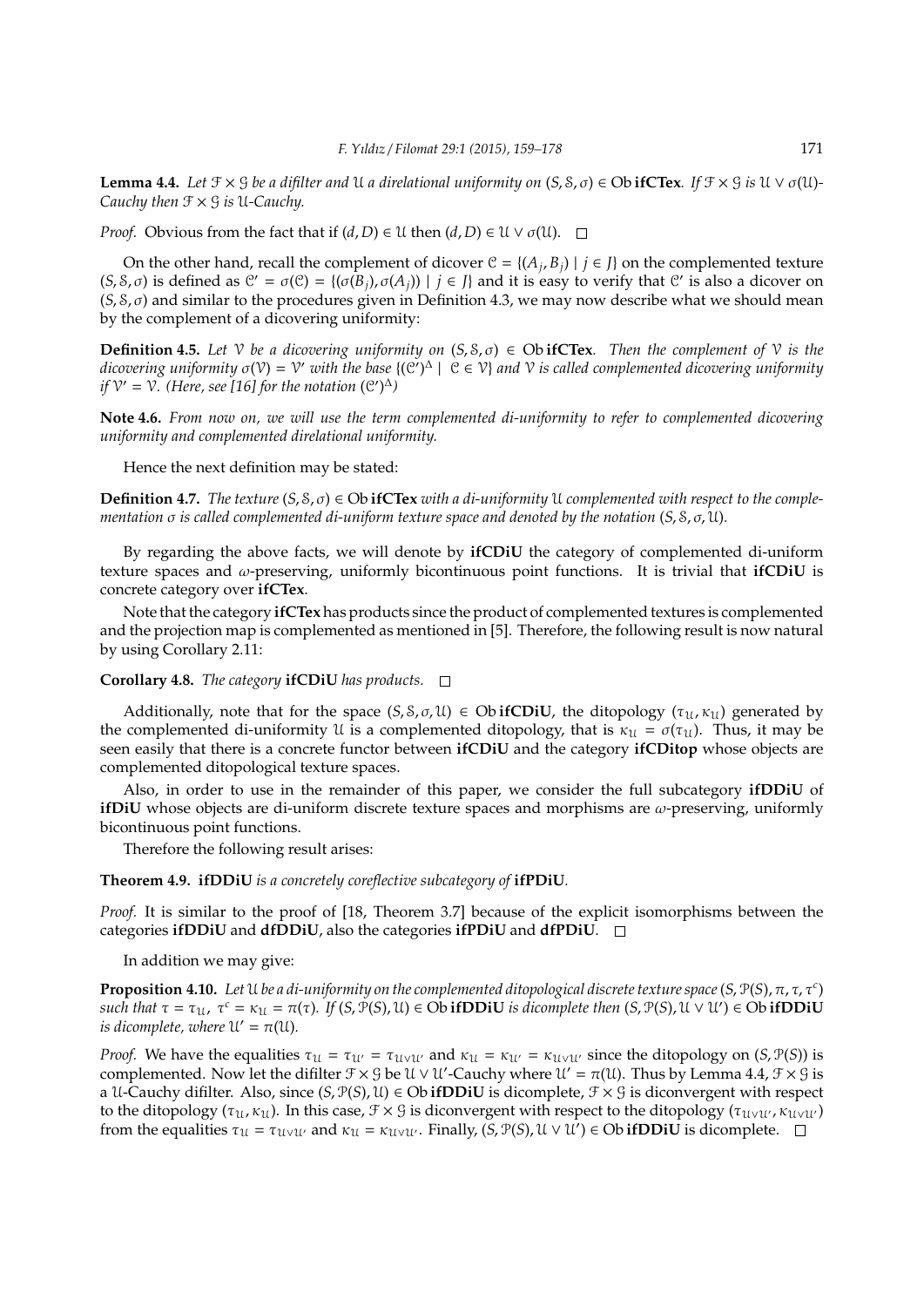**Lemma 4.4.** *Let $\mathcal{F} \times \mathcal{G}$ be a difilter and $\mathcal{U}$ a direlational uniformity on $(S, \mathcal{S}, \sigma) \in \text{Ob}\,\textbf{ifCTex}$. If $\mathcal{F} \times \mathcal{G}$ is $\mathcal{U} \vee \sigma(\mathcal{U})$-Cauchy then $\mathcal{F} \times \mathcal{G}$ is $\mathcal{U}$-Cauchy.*

*Proof.* Obvious from the fact that if $(d, D) \in \mathcal{U}$ then $(d, D) \in \mathcal{U} \vee \sigma(\mathcal{U})$. $\square$

On the other hand, recall the complement of dicover $\mathcal{C} = \{(A_j, B_j) \mid j \in J\}$ on the complemented texture $(S, \mathcal{S}, \sigma)$ is defined as $\mathcal{C}' = \sigma(\mathcal{C}) = \{(\sigma(B_j), \sigma(A_j)) \mid j \in J\}$ and it is easy to verify that $\mathcal{C}'$ is also a dicover on $(S, \mathcal{S}, \sigma)$ and similar to the procedures given in Definition 4.3, we may now describe what we should mean by the complement of a dicovering uniformity:

**Definition 4.5.** *Let $\mathcal{V}$ be a dicovering uniformity on $(S, \mathcal{S}, \sigma) \in \text{Ob}\,\textbf{ifCTex}$. Then the complement of $\mathcal{V}$ is the dicovering uniformity $\sigma(\mathcal{V}) = \mathcal{V}'$ with the base $\{(\mathcal{C}')^{\Delta} \mid \mathcal{C} \in \mathcal{V}\}$ and $\mathcal{V}$ is called complemented dicovering uniformity if $\mathcal{V}' = \mathcal{V}$. (Here, see [16] for the notation $(\mathcal{C}')^{\Delta}$)*

**Note 4.6.** *From now on, we will use the term complemented di-uniformity to refer to complemented dicovering uniformity and complemented direlational uniformity.*

Hence the next definition may be stated:

**Definition 4.7.** *The texture $(S, \mathcal{S}, \sigma) \in \text{Ob}\,\textbf{ifCTex}$ with a di-uniformity $\mathcal{U}$ complemented with respect to the complementation $\sigma$ is called complemented di-uniform texture space and denoted by the notation $(S, \mathcal{S}, \sigma, \mathcal{U})$.*

By regarding the above facts, we will denote by **ifCDiU** the category of complemented di-uniform texture spaces and $\omega$-preserving, uniformly bicontinuous point functions. It is trivial that **ifCDiU** is concrete category over **ifCTex**.

Note that the category **ifCTex** has products since the product of complemented textures is complemented and the projection map is complemented as mentioned in [5]. Therefore, the following result is now natural by using Corollary 2.11:

**Corollary 4.8.** *The category* **ifCDiU** *has products.* $\square$

Additionally, note that for the space $(S, \mathcal{S}, \sigma, \mathcal{U}) \in \text{Ob}\,\textbf{ifCDiU}$, the ditopology $(\tau_{\mathcal{U}}, \kappa_{\mathcal{U}})$ generated by the complemented di-uniformity $\mathcal{U}$ is a complemented ditopology, that is $\kappa_{\mathcal{U}} = \sigma(\tau_{\mathcal{U}})$. Thus, it may be seen easily that there is a concrete functor between **ifCDiU** and the category **ifCDitop** whose objects are complemented ditopological texture spaces.

Also, in order to use in the remainder of this paper, we consider the full subcategory **ifDDiU** of **ifDiU** whose objects are di-uniform discrete texture spaces and morphisms are $\omega$-preserving, uniformly bicontinuous point functions.

Therefore the following result arises:

**Theorem 4.9.** **ifDDiU** *is a concretely coreflective subcategory of* **ifPDiU**.

*Proof.* It is similar to the proof of [18, Theorem 3.7] because of the explicit isomorphisms between the categories **ifDDiU** and **dfDDiU**, also the categories **ifPDiU** and **dfPDiU**. $\square$

In addition we may give:

**Proposition 4.10.** *Let $\mathcal{U}$ be a di-uniformity on the complemented ditopological discrete texture space $(S, \mathcal{P}(S), \pi, \tau, \tau^c)$ such that $\tau = \tau_{\mathcal{U}}$, $\tau^c = \kappa_{\mathcal{U}} = \pi(\tau)$. If $(S, \mathcal{P}(S), \mathcal{U}) \in \text{Ob}\,\textbf{ifDDiU}$ is dicomplete then $(S, \mathcal{P}(S), \mathcal{U} \vee \mathcal{U}') \in \text{Ob}\,\textbf{ifDDiU}$ is dicomplete, where $\mathcal{U}' = \pi(\mathcal{U})$.*

*Proof.* We have the equalities $\tau_{\mathcal{U}} = \tau_{\mathcal{U}'} = \tau_{\mathcal{U} \vee \mathcal{U}'}$ and $\kappa_{\mathcal{U}} = \kappa_{\mathcal{U}'} = \kappa_{\mathcal{U} \vee \mathcal{U}'}$ since the ditopology on $(S, \mathcal{P}(S))$ is complemented. Now let the difilter $\mathcal{F} \times \mathcal{G}$ be $\mathcal{U} \vee \mathcal{U}'$-Cauchy where $\mathcal{U}' = \pi(\mathcal{U})$. Thus by Lemma 4.4, $\mathcal{F} \times \mathcal{G}$ is a $\mathcal{U}$-Cauchy difilter. Also, since $(S, \mathcal{P}(S), \mathcal{U}) \in \text{Ob}\,\textbf{ifDDiU}$ is dicomplete, $\mathcal{F} \times \mathcal{G}$ is diconvergent with respect to the ditopology $(\tau_{\mathcal{U}}, \kappa_{\mathcal{U}})$. In this case, $\mathcal{F} \times \mathcal{G}$ is diconvergent with respect to the ditopology $(\tau_{\mathcal{U} \vee \mathcal{U}'}, \kappa_{\mathcal{U} \vee \mathcal{U}'})$ from the equalities $\tau_{\mathcal{U}} = \tau_{\mathcal{U} \vee \mathcal{U}'}$ and $\kappa_{\mathcal{U}} = \kappa_{\mathcal{U} \vee \mathcal{U}'}$. Finally, $(S, \mathcal{P}(S), \mathcal{U} \vee \mathcal{U}') \in \text{Ob}\,\textbf{ifDDiU}$ is dicomplete. $\square$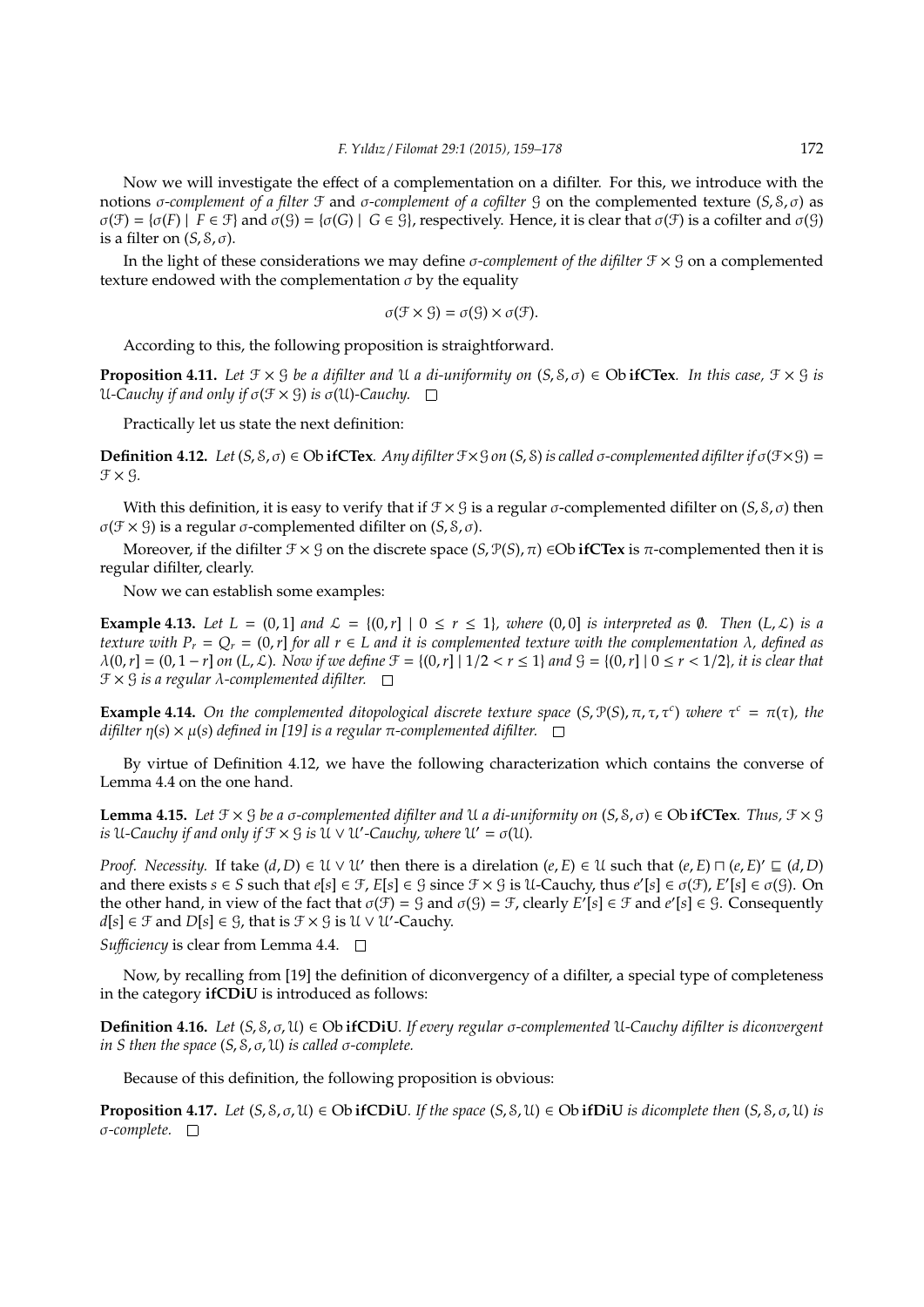Now we will investigate the effect of a complementation on a difilter. For this, we introduce with the notions *$\sigma$-complement of a filter* $\mathcal{F}$ and *$\sigma$-complement of a cofilter* $\mathcal{G}$ on the complemented texture $(S, \mathcal{S}, \sigma)$ as $\sigma(\mathcal{F}) = \{\sigma(F) \mid F \in \mathcal{F}\}$ and $\sigma(\mathcal{G}) = \{\sigma(G) \mid G \in \mathcal{G}\}$, respectively. Hence, it is clear that $\sigma(\mathcal{F})$ is a cofilter and $\sigma(\mathcal{G})$ is a filter on $(S, \mathcal{S}, \sigma)$.

In the light of these considerations we may define *$\sigma$-complement of the difilter* $\mathcal{F} \times \mathcal{G}$ on a complemented texture endowed with the complementation $\sigma$ by the equality

$$\sigma(\mathcal{F} \times \mathcal{G}) = \sigma(\mathcal{G}) \times \sigma(\mathcal{F}).$$

According to this, the following proposition is straightforward.

**Proposition 4.11.** *Let $\mathcal{F} \times \mathcal{G}$ be a difilter and $\mathcal{U}$ a di-uniformity on $(S, \mathcal{S}, \sigma) \in$ Ob **ifCTex**. In this case, $\mathcal{F} \times \mathcal{G}$ is $\mathcal{U}$-Cauchy if and only if $\sigma(\mathcal{F} \times \mathcal{G})$ is $\sigma(\mathcal{U})$-Cauchy.* □

Practically let us state the next definition:

**Definition 4.12.** *Let $(S, \mathcal{S}, \sigma) \in$ Ob **ifCTex**. Any difilter $\mathcal{F} \times \mathcal{G}$ on $(S, \mathcal{S})$ is called $\sigma$-complemented difilter if $\sigma(\mathcal{F} \times \mathcal{G}) = \mathcal{F} \times \mathcal{G}$.*

With this definition, it is easy to verify that if $\mathcal{F} \times \mathcal{G}$ is a regular $\sigma$-complemented difilter on $(S, \mathcal{S}, \sigma)$ then $\sigma(\mathcal{F} \times \mathcal{G})$ is a regular $\sigma$-complemented difilter on $(S, \mathcal{S}, \sigma)$.

Moreover, if the difilter $\mathcal{F} \times \mathcal{G}$ on the discrete space $(S, \mathcal{P}(S), \pi) \in$Ob **ifCTex** is $\pi$-complemented then it is regular difilter, clearly.

Now we can establish some examples:

**Example 4.13.** *Let $L = (0, 1]$ and $\mathcal{L} = \{(0, r] \mid 0 \leq r \leq 1\}$, where $(0, 0]$ is interpreted as $\emptyset$. Then $(L, \mathcal{L})$ is a texture with $P_r = Q_r = (0, r]$ for all $r \in L$ and it is complemented texture with the complementation $\lambda$, defined as $\lambda(0, r] = (0, 1 - r]$ on $(L, \mathcal{L})$. Now if we define $\mathcal{F} = \{(0, r] \mid 1/2 < r \leq 1\}$ and $\mathcal{G} = \{(0, r] \mid 0 \leq r < 1/2\}$, it is clear that $\mathcal{F} \times \mathcal{G}$ is a regular $\lambda$-complemented difilter.* □

**Example 4.14.** *On the complemented ditopological discrete texture space $(S, \mathcal{P}(S), \pi, \tau, \tau^c)$ where $\tau^c = \pi(\tau)$, the difilter $\eta(s) \times \mu(s)$ defined in [19] is a regular $\pi$-complemented difilter.* □

By virtue of Definition 4.12, we have the following characterization which contains the converse of Lemma 4.4 on the one hand.

**Lemma 4.15.** *Let $\mathcal{F} \times \mathcal{G}$ be a $\sigma$-complemented difilter and $\mathcal{U}$ a di-uniformity on $(S, \mathcal{S}, \sigma) \in$ Ob **ifCTex**. Thus, $\mathcal{F} \times \mathcal{G}$ is $\mathcal{U}$-Cauchy if and only if $\mathcal{F} \times \mathcal{G}$ is $\mathcal{U} \vee \mathcal{U}'$-Cauchy, where $\mathcal{U}' = \sigma(\mathcal{U})$.*

*Proof. Necessity.* If take $(d, D) \in \mathcal{U} \vee \mathcal{U}'$ then there is a direlation $(e, E) \in \mathcal{U}$ such that $(e, E) \sqcap (e, E)' \sqsubseteq (d, D)$ and there exists $s \in S$ such that $e[s] \in \mathcal{F}$, $E[s] \in \mathcal{G}$ since $\mathcal{F} \times \mathcal{G}$ is $\mathcal{U}$-Cauchy, thus $e'[s] \in \sigma(\mathcal{F})$, $E'[s] \in \sigma(\mathcal{G})$. On the other hand, in view of the fact that $\sigma(\mathcal{F}) = \mathcal{G}$ and $\sigma(\mathcal{G}) = \mathcal{F}$, clearly $E'[s] \in \mathcal{F}$ and $e'[s] \in \mathcal{G}$. Consequently $d[s] \in \mathcal{F}$ and $D[s] \in \mathcal{G}$, that is $\mathcal{F} \times \mathcal{G}$ is $\mathcal{U} \vee \mathcal{U}'$-Cauchy.

*Sufficiency* is clear from Lemma 4.4. □

Now, by recalling from [19] the definition of diconvergency of a difilter, a special type of completeness in the category **ifCDiU** is introduced as follows:

**Definition 4.16.** *Let $(S, \mathcal{S}, \sigma, \mathcal{U}) \in$ Ob **ifCDiU**. If every regular $\sigma$-complemented $\mathcal{U}$-Cauchy difilter is diconvergent in $S$ then the space $(S, \mathcal{S}, \sigma, \mathcal{U})$ is called $\sigma$-complete.*

Because of this definition, the following proposition is obvious:

**Proposition 4.17.** *Let $(S, \mathcal{S}, \sigma, \mathcal{U}) \in$ Ob **ifCDiU**. If the space $(S, \mathcal{S}, \mathcal{U}) \in$ Ob **ifDiU** is dicomplete then $(S, \mathcal{S}, \sigma, \mathcal{U})$ is $\sigma$-complete.* □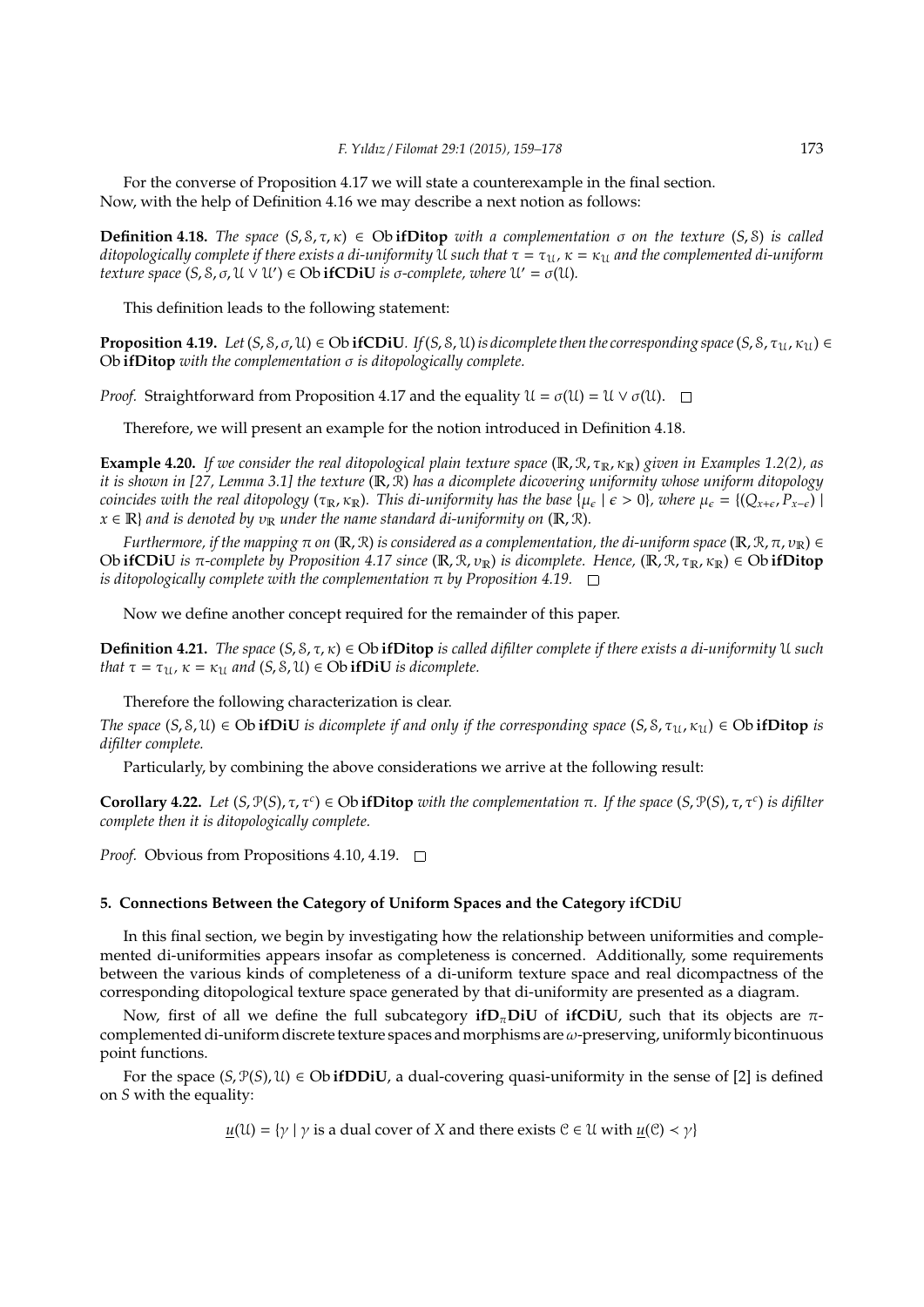For the converse of Proposition 4.17 we will state a counterexample in the final section.
Now, with the help of Definition 4.16 we may describe a next notion as follows:

**Definition 4.18.** *The space $(S, \mathcal{S}, \tau, \kappa) \in$ Ob* **ifDitop** *with a complementation $\sigma$ on the texture $(S, \mathcal{S})$ is called ditopologically complete if there exists a di-uniformity $\mathcal{U}$ such that $\tau = \tau_{\mathcal{U}}$, $\kappa = \kappa_{\mathcal{U}}$ and the complemented di-uniform texture space $(S, \mathcal{S}, \sigma, \mathcal{U} \vee \mathcal{U}') \in$ Ob* **ifCDiU** *is $\sigma$-complete, where $\mathcal{U}' = \sigma(\mathcal{U})$.*

This definition leads to the following statement:

**Proposition 4.19.** *Let $(S, \mathcal{S}, \sigma, \mathcal{U}) \in$ Ob* **ifCDiU***. If $(S, \mathcal{S}, \mathcal{U})$ is dicomplete then the corresponding space $(S, \mathcal{S}, \tau_{\mathcal{U}}, \kappa_{\mathcal{U}}) \in$ Ob* **ifDitop** *with the complementation $\sigma$ is ditopologically complete.*

*Proof.* Straightforward from Proposition 4.17 and the equality $\mathcal{U} = \sigma(\mathcal{U}) = \mathcal{U} \vee \sigma(\mathcal{U})$. $\square$

Therefore, we will present an example for the notion introduced in Definition 4.18.

**Example 4.20.** *If we consider the real ditopological plain texture space $(\mathbb{R}, \mathcal{R}, \tau_{\mathbb{R}}, \kappa_{\mathbb{R}})$ given in Examples 1.2(2), as it is shown in [27, Lemma 3.1] the texture $(\mathbb{R}, \mathcal{R})$ has a dicomplete dicovering uniformity whose uniform ditopology coincides with the real ditopology $(\tau_{\mathbb{R}}, \kappa_{\mathbb{R}})$. This di-uniformity has the base $\{\mu_\epsilon \mid \epsilon > 0\}$, where $\mu_\epsilon = \{(Q_{x+\epsilon}, P_{x-\epsilon}) \mid x \in \mathbb{R}\}$ and is denoted by $\upsilon_{\mathbb{R}}$ under the name standard di-uniformity on $(\mathbb{R}, \mathcal{R})$.*

*Furthermore, if the mapping $\pi$ on $(\mathbb{R}, \mathcal{R})$ is considered as a complementation, the di-uniform space $(\mathbb{R}, \mathcal{R}, \pi, \upsilon_{\mathbb{R}}) \in$ Ob* **ifCDiU** *is $\pi$-complete by Proposition 4.17 since $(\mathbb{R}, \mathcal{R}, \upsilon_{\mathbb{R}})$ is dicomplete. Hence, $(\mathbb{R}, \mathcal{R}, \tau_{\mathbb{R}}, \kappa_{\mathbb{R}}) \in$ Ob* **ifDitop** *is ditopologically complete with the complementation $\pi$ by Proposition 4.19.* $\square$

Now we define another concept required for the remainder of this paper.

**Definition 4.21.** *The space $(S, \mathcal{S}, \tau, \kappa) \in$ Ob* **ifDitop** *is called difilter complete if there exists a di-uniformity $\mathcal{U}$ such that $\tau = \tau_{\mathcal{U}}$, $\kappa = \kappa_{\mathcal{U}}$ and $(S, \mathcal{S}, \mathcal{U}) \in$ Ob* **ifDiU** *is dicomplete.*

Therefore the following characterization is clear.

*The space $(S, \mathcal{S}, \mathcal{U}) \in$ Ob* **ifDiU** *is dicomplete if and only if the corresponding space $(S, \mathcal{S}, \tau_{\mathcal{U}}, \kappa_{\mathcal{U}}) \in$ Ob* **ifDitop** *is difilter complete.*

Particularly, by combining the above considerations we arrive at the following result:

**Corollary 4.22.** *Let $(S, \mathcal{P}(S), \tau, \tau^c) \in$ Ob* **ifDitop** *with the complementation $\pi$. If the space $(S, \mathcal{P}(S), \tau, \tau^c)$ is difilter complete then it is ditopologically complete.*

*Proof.* Obvious from Propositions 4.10, 4.19. $\square$

## 5. Connections Between the Category of Uniform Spaces and the Category ifCDiU

In this final section, we begin by investigating how the relationship between uniformities and complemented di-uniformities appears insofar as completeness is concerned. Additionally, some requirements between the various kinds of completeness of a di-uniform texture space and real dicompactness of the corresponding ditopological texture space generated by that di-uniformity are presented as a diagram.

Now, first of all we define the full subcategory **ifD$_\pi$DiU** of **ifCDiU**, such that its objects are $\pi$-complemented di-uniform discrete texture spaces and morphisms are $\omega$-preserving, uniformly bicontinuous point functions.

For the space $(S, \mathcal{P}(S), \mathcal{U}) \in$ Ob **ifDDiU**, a dual-covering quasi-uniformity in the sense of [2] is defined on $S$ with the equality:

$$\underline{u}(\mathcal{U}) = \{\gamma \mid \gamma \text{ is a dual cover of } X \text{ and there exists } \mathcal{C} \in \mathcal{U} \text{ with } \underline{u}(\mathcal{C}) \prec \gamma\}$$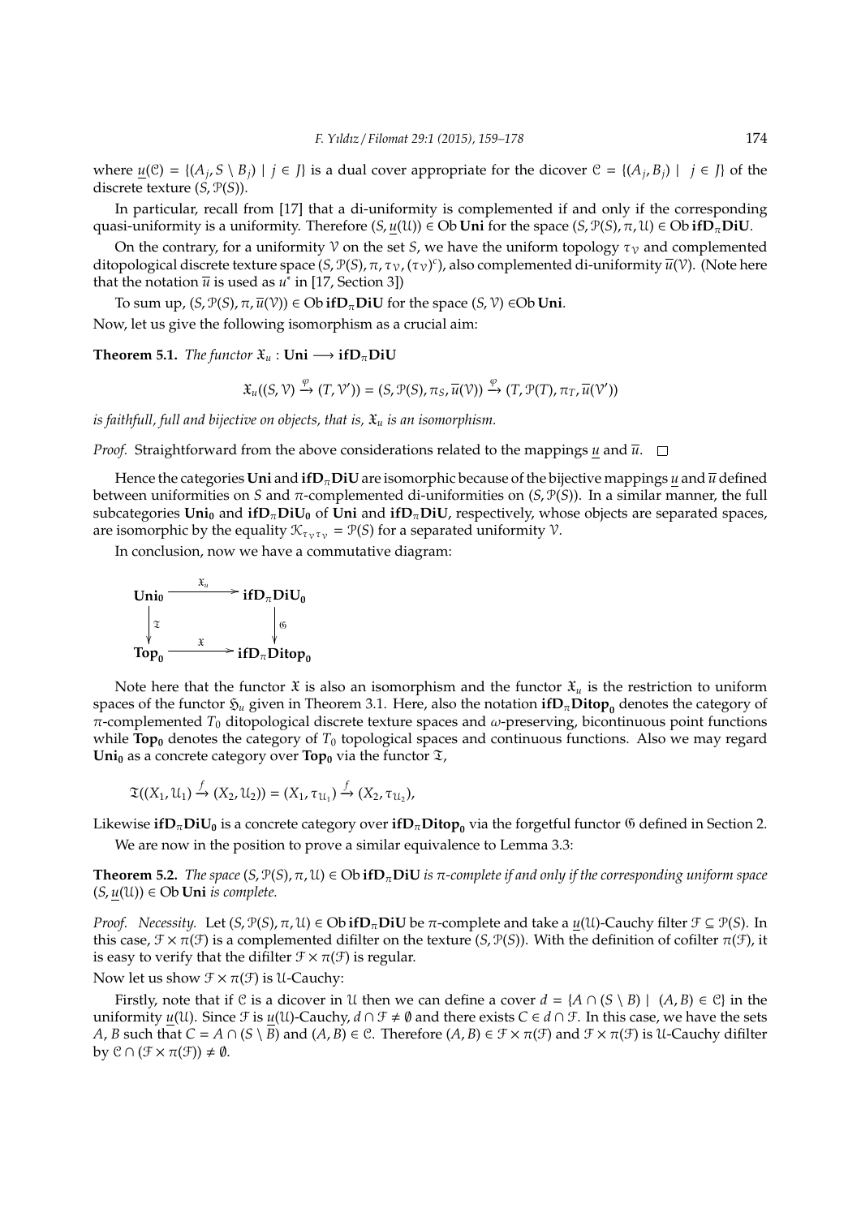where $\underline{u}(\mathcal{C}) = \{(A_j, S \setminus B_j) \mid j \in J\}$ is a dual cover appropriate for the dicover $\mathcal{C} = \{(A_j, B_j) \mid j \in J\}$ of the discrete texture $(S, \mathcal{P}(S))$.

In particular, recall from [17] that a di-uniformity is complemented if and only if the corresponding quasi-uniformity is a uniformity. Therefore $(S, \underline{u}(\mathcal{U})) \in \text{Ob}\,\mathbf{Uni}$ for the space $(S, \mathcal{P}(S), \pi, \mathcal{U}) \in \text{Ob}\,\mathbf{ifD}_\pi\mathbf{DiU}$.

On the contrary, for a uniformity $\mathcal{V}$ on the set $S$, we have the uniform topology $\tau_\mathcal{V}$ and complemented ditopological discrete texture space $(S, \mathcal{P}(S), \pi, \tau_\mathcal{V}, (\tau_\mathcal{V})^c)$, also complemented di-uniformity $\overline{u}(\mathcal{V})$. (Note here that the notation $\overline{u}$ is used as $u^*$ in [17, Section 3])

To sum up, $(S, \mathcal{P}(S), \pi, \overline{u}(\mathcal{V})) \in \text{Ob}\,\mathbf{ifD}_\pi\mathbf{DiU}$ for the space $(S, \mathcal{V}) \in \text{Ob}\,\mathbf{Uni}$.

Now, let us give the following isomorphism as a crucial aim:

**Theorem 5.1.** *The functor $\mathfrak{X}_u : \mathbf{Uni} \longrightarrow \mathbf{ifD}_\pi\mathbf{DiU}$*

$$\mathfrak{X}_u((S, \mathcal{V}) \xrightarrow{\varphi} (T, \mathcal{V}')) = (S, \mathcal{P}(S), \pi_S, \overline{u}(\mathcal{V})) \xrightarrow{\varphi} (T, \mathcal{P}(T), \pi_T, \overline{u}(\mathcal{V}'))$$

*is faithfull, full and bijective on objects, that is, $\mathfrak{X}_u$ is an isomorphism.*

*Proof.* Straightforward from the above considerations related to the mappings $\underline{u}$ and $\overline{u}$. $\square$

Hence the categories $\mathbf{Uni}$ and $\mathbf{ifD}_\pi\mathbf{DiU}$ are isomorphic because of the bijective mappings $\underline{u}$ and $\overline{u}$ defined between uniformities on $S$ and $\pi$-complemented di-uniformities on $(S, \mathcal{P}(S))$. In a similar manner, the full subcategories $\mathbf{Uni_0}$ and $\mathbf{ifD}_\pi\mathbf{DiU_0}$ of $\mathbf{Uni}$ and $\mathbf{ifD}_\pi\mathbf{DiU}$, respectively, whose objects are separated spaces, are isomorphic by the equality $\mathcal{K}_{\tau_\mathcal{V}\tau_\mathcal{V}} = \mathcal{P}(S)$ for a separated uniformity $\mathcal{V}$.

In conclusion, now we have a commutative diagram:

$$\begin{array}{ccc}
\mathbf{Uni_0} & \xrightarrow{\mathfrak{X}_u} & \mathbf{ifD}_\pi\mathbf{DiU_0} \\
\downarrow \mathfrak{T} & & \downarrow \mathfrak{G} \\
\mathbf{Top_0} & \xrightarrow{\mathfrak{X}} & \mathbf{ifD}_\pi\mathbf{Ditop_0}
\end{array}$$

Note here that the functor $\mathfrak{X}$ is also an isomorphism and the functor $\mathfrak{X}_u$ is the restriction to uniform spaces of the functor $\mathfrak{H}_u$ given in Theorem 3.1. Here, also the notation $\mathbf{ifD}_\pi\mathbf{Ditop_0}$ denotes the category of $\pi$-complemented $T_0$ ditopological discrete texture spaces and $\omega$-preserving, bicontinuous point functions while $\mathbf{Top_0}$ denotes the category of $T_0$ topological spaces and continuous functions. Also we may regard $\mathbf{Uni_0}$ as a concrete category over $\mathbf{Top_0}$ via the functor $\mathfrak{T}$,

$$\mathfrak{T}((X_1, \mathcal{U}_1) \xrightarrow{f} (X_2, \mathcal{U}_2)) = (X_1, \tau_{\mathcal{U}_1}) \xrightarrow{f} (X_2, \tau_{\mathcal{U}_2}),$$

Likewise $\mathbf{ifD}_\pi\mathbf{DiU_0}$ is a concrete category over $\mathbf{ifD}_\pi\mathbf{Ditop_0}$ via the forgetful functor $\mathfrak{G}$ defined in Section 2.

We are now in the position to prove a similar equivalence to Lemma 3.3:

**Theorem 5.2.** *The space $(S, \mathcal{P}(S), \pi, \mathcal{U}) \in \text{Ob}\,\mathbf{ifD}_\pi\mathbf{DiU}$ is $\pi$-complete if and only if the corresponding uniform space $(S, \underline{u}(\mathcal{U})) \in \text{Ob}\,\mathbf{Uni}$ is complete.*

*Proof.* *Necessity.* Let $(S, \mathcal{P}(S), \pi, \mathcal{U}) \in \text{Ob}\,\mathbf{ifD}_\pi\mathbf{DiU}$ be $\pi$-complete and take a $\underline{u}(\mathcal{U})$-Cauchy filter $\mathcal{F} \subseteq \mathcal{P}(S)$. In this case, $\mathcal{F} \times \pi(\mathcal{F})$ is a complemented difilter on the texture $(S, \mathcal{P}(S))$. With the definition of cofilter $\pi(\mathcal{F})$, it is easy to verify that the difilter $\mathcal{F} \times \pi(\mathcal{F})$ is regular.

Now let us show $\mathcal{F} \times \pi(\mathcal{F})$ is $\mathcal{U}$-Cauchy:

Firstly, note that if $\mathcal{C}$ is a dicover in $\mathcal{U}$ then we can define a cover $d = \{A \cap (S \setminus B) \mid (A, B) \in \mathcal{C}\}$ in the uniformity $\underline{u}(\mathcal{U})$. Since $\mathcal{F}$ is $\underline{u}(\mathcal{U})$-Cauchy, $d \cap \mathcal{F} \neq \emptyset$ and there exists $C \in d \cap \mathcal{F}$. In this case, we have the sets $A, B$ such that $C = A \cap (S \setminus B)$ and $(A, B) \in \mathcal{C}$. Therefore $(A, B) \in \mathcal{F} \times \pi(\mathcal{F})$ and $\mathcal{F} \times \pi(\mathcal{F})$ is $\mathcal{U}$-Cauchy difilter by $\mathcal{C} \cap (\mathcal{F} \times \pi(\mathcal{F})) \neq \emptyset$.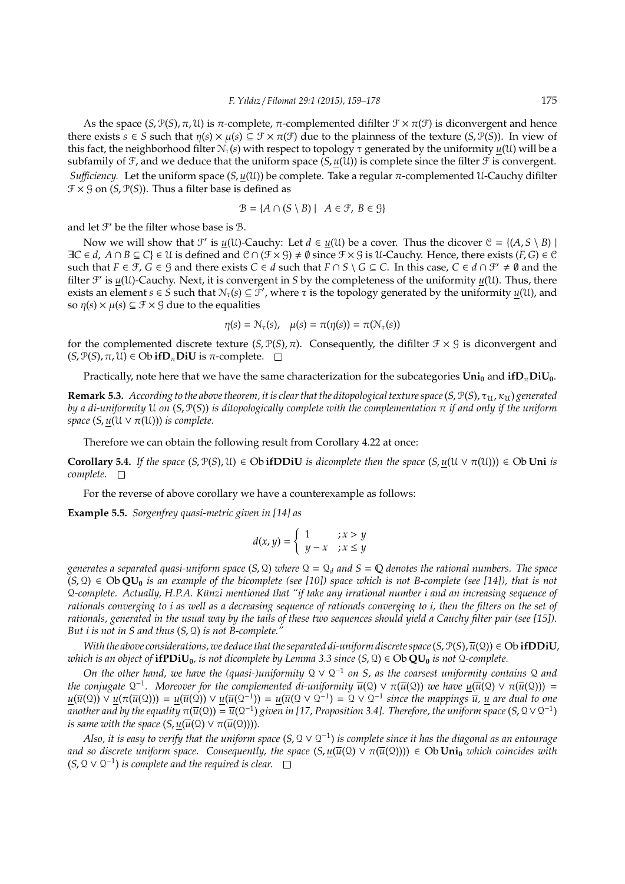As the space $(S, \mathcal{P}(S), \pi, \mathcal{U})$ is $\pi$-complete, $\pi$-complemented difilter $\mathcal{F} \times \pi(\mathcal{F})$ is diconvergent and hence there exists $s \in S$ such that $\eta(s) \times \mu(s) \subseteq \mathcal{F} \times \pi(\mathcal{F})$ due to the plainness of the texture $(S, \mathcal{P}(S))$. In view of this fact, the neighborhood filter $\mathcal{N}_\tau(s)$ with respect to topology $\tau$ generated by the uniformity $\underline{u}(\mathcal{U})$ will be a subfamily of $\mathcal{F}$, and we deduce that the uniform space $(S, \underline{u}(\mathcal{U}))$ is complete since the filter $\mathcal{F}$ is convergent.

*Sufficiency.* Let the uniform space $(S, \underline{u}(\mathcal{U}))$ be complete. Take a regular $\pi$-complemented $\mathcal{U}$-Cauchy difilter $\mathcal{F} \times \mathcal{G}$ on $(S, \mathcal{P}(S))$. Thus a filter base is defined as

$$\mathcal{B} = \{A \cap (S \setminus B) \mid A \in \mathcal{F}, B \in \mathcal{G}\}$$

and let $\mathcal{F}'$ be the filter whose base is $\mathcal{B}$.

Now we will show that $\mathcal{F}'$ is $\underline{u}(\mathcal{U})$-Cauchy: Let $d \in \underline{u}(\mathcal{U})$ be a cover. Thus the dicover $\mathcal{C} = \{(A, S \setminus B) \mid \exists C \in d,\ A \cap B \subseteq C\} \in \mathcal{U}$ is defined and $\mathcal{C} \cap (\mathcal{F} \times \mathcal{G}) \neq \emptyset$ since $\mathcal{F} \times \mathcal{G}$ is $\mathcal{U}$-Cauchy. Hence, there exists $(F, G) \in \mathcal{C}$ such that $F \in \mathcal{F}$, $G \in \mathcal{G}$ and there exists $C \in d$ such that $F \cap S \setminus G \subseteq C$. In this case, $C \in d \cap \mathcal{F}' \neq \emptyset$ and the filter $\mathcal{F}'$ is $\underline{u}(\mathcal{U})$-Cauchy. Next, it is convergent in $S$ by the completeness of the uniformity $\underline{u}(\mathcal{U})$. Thus, there exists an element $s \in S$ such that $\mathcal{N}_\tau(s) \subseteq \mathcal{F}'$, where $\tau$ is the topology generated by the uniformity $\underline{u}(\mathcal{U})$, and so $\eta(s) \times \mu(s) \subseteq \mathcal{F} \times \mathcal{G}$ due to the equalities

$$\eta(s) = \mathcal{N}_\tau(s), \quad \mu(s) = \pi(\eta(s)) = \pi(\mathcal{N}_\tau(s))$$

for the complemented discrete texture $(S, \mathcal{P}(S), \pi)$. Consequently, the difilter $\mathcal{F} \times \mathcal{G}$ is diconvergent and $(S, \mathcal{P}(S), \pi, \mathcal{U}) \in \mathrm{Ob}\,\mathbf{ifD_\pi DiU}$ is $\pi$-complete. $\square$

Practically, note here that we have the same characterization for the subcategories $\mathbf{Uni_0}$ and $\mathbf{ifD_\pi DiU_0}$.

**Remark 5.3.** *According to the above theorem, it is clear that the ditopological texture space $(S, \mathcal{P}(S), \tau_\mathcal{U}, \kappa_\mathcal{U})$ generated by a di-uniformity $\mathcal{U}$ on $(S, \mathcal{P}(S))$ is ditopologically complete with the complementation $\pi$ if and only if the uniform space $(S, \underline{u}(\mathcal{U} \vee \pi(\mathcal{U})))$ is complete.*

Therefore we can obtain the following result from Corollary 4.22 at once:

**Corollary 5.4.** *If the space $(S, \mathcal{P}(S), \mathcal{U}) \in \mathrm{Ob}\,\mathbf{ifDDiU}$ is dicomplete then the space $(S, \underline{u}(\mathcal{U} \vee \pi(\mathcal{U}))) \in \mathrm{Ob}\,\mathbf{Uni}$ is complete.* $\square$

For the reverse of above corollary we have a counterexample as follows:

**Example 5.5.** *Sorgenfrey quasi-metric given in [14] as*

$$d(x, y) = \begin{cases} 1 & ; x > y \\ y - x & ; x \leq y \end{cases}$$

*generates a separated quasi-uniform space $(S, \mathcal{Q})$ where $\mathcal{Q} = \mathcal{Q}_d$ and $S = \mathbb{Q}$ denotes the rational numbers. The space $(S, \mathcal{Q}) \in \mathrm{Ob}\,\mathbf{QU_0}$ is an example of the bicomplete (see [10]) space which is not B-complete (see [14]), that is not $\mathcal{Q}$-complete. Actually, H.P.A. Künzi mentioned that "if take any irrational number i and an increasing sequence of rationals converging to i as well as a decreasing sequence of rationals converging to i, then the filters on the set of rationals, generated in the usual way by the tails of these two sequences should yield a Cauchy filter pair (see [15]). But i is not in S and thus $(S, \mathcal{Q})$ is not B-complete."*

*With the above considerations, we deduce that the separated di-uniform discrete space $(S, \mathcal{P}(S), \overline{u}(\mathcal{Q})) \in \mathrm{Ob}\,\mathbf{ifDDiU}$, which is an object of $\mathbf{ifPDiU_0}$, is not dicomplete by Lemma 3.3 since $(S, \mathcal{Q}) \in \mathrm{Ob}\,\mathbf{QU_0}$ is not $\mathcal{Q}$-complete.*

*On the other hand, we have the (quasi-)uniformity $\mathcal{Q} \vee \mathcal{Q}^{-1}$ on $S$, as the coarsest uniformity contains $\mathcal{Q}$ and the conjugate $\mathcal{Q}^{-1}$. Moreover for the complemented di-uniformity $\overline{u}(\mathcal{Q}) \vee \pi(\overline{u}(\mathcal{Q}))$ we have $\underline{u}(\overline{u}(\mathcal{Q}) \vee \pi(\overline{u}(\mathcal{Q}))) = \underline{u}(\overline{u}(\mathcal{Q})) \vee \underline{u}(\pi(\overline{u}(\mathcal{Q}))) = \underline{u}(\overline{u}(\mathcal{Q})) \vee \underline{u}(\overline{u}(\mathcal{Q}^{-1})) = \underline{u}(\overline{u}(\mathcal{Q} \vee \mathcal{Q}^{-1})) = \mathcal{Q} \vee \mathcal{Q}^{-1}$ since the mappings $\overline{u}$, $\underline{u}$ are dual to one another and by the equality $\pi(\overline{u}(\mathcal{Q})) = \overline{u}(\mathcal{Q}^{-1})$ given in [17, Proposition 3.4]. Therefore, the uniform space $(S, \mathcal{Q} \vee \mathcal{Q}^{-1})$ is same with the space $(S, \underline{u}(\overline{u}(\mathcal{Q}) \vee \pi(\overline{u}(\mathcal{Q}))))$.*

*Also, it is easy to verify that the uniform space $(S, \mathcal{Q} \vee \mathcal{Q}^{-1})$ is complete since it has the diagonal as an entourage and so discrete uniform space. Consequently, the space $(S, \underline{u}(\overline{u}(\mathcal{Q}) \vee \pi(\overline{u}(\mathcal{Q})))) \in \mathrm{Ob}\,\mathbf{Uni_0}$ which coincides with $(S, \mathcal{Q} \vee \mathcal{Q}^{-1})$ is complete and the required is clear.* $\square$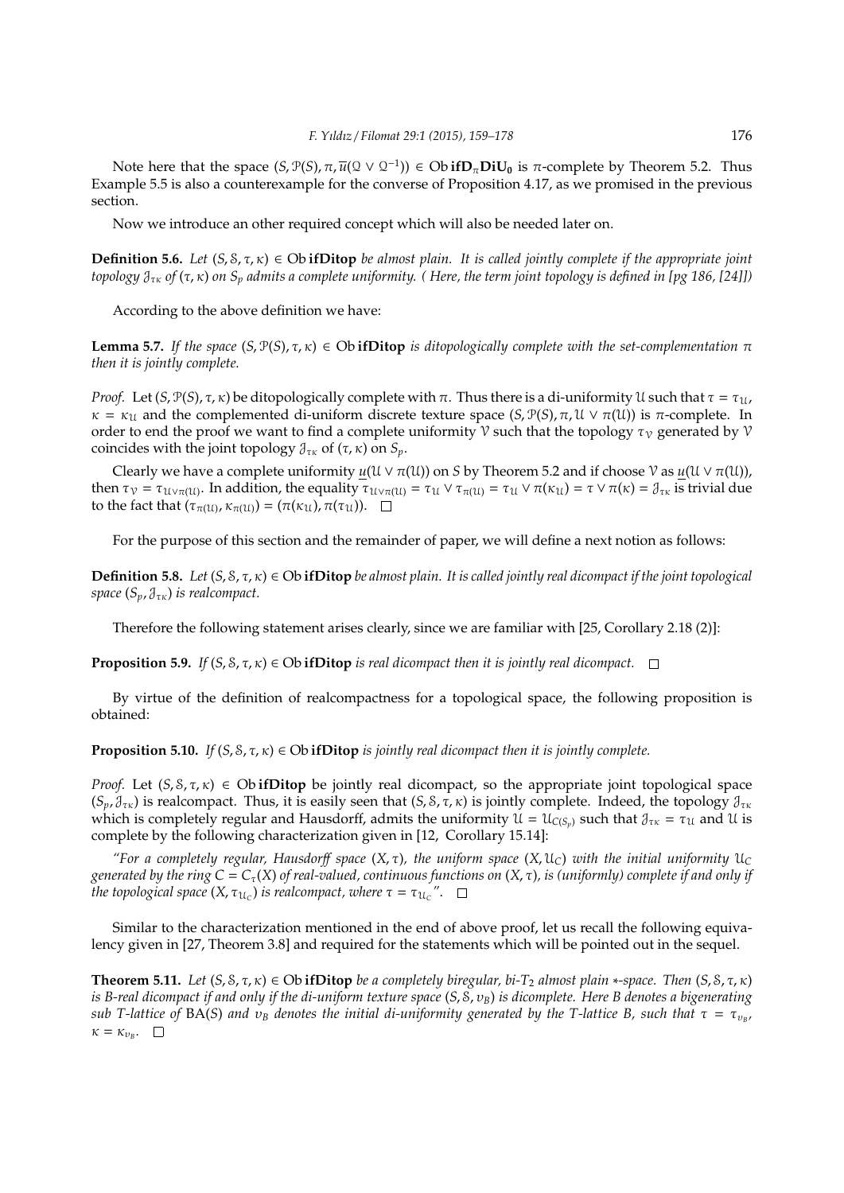Note here that the space $(S, \mathcal{P}(S), \pi, \overline{u}(\mathcal{Q} \vee \mathcal{Q}^{-1})) \in \mathrm{Ob}\,\mathbf{ifD_{\pi}DiU_0}$ is $\pi$-complete by Theorem 5.2. Thus Example 5.5 is also a counterexample for the converse of Proposition 4.17, as we promised in the previous section.

Now we introduce an other required concept which will also be needed later on.

**Definition 5.6.** *Let $(S, \mathcal{S}, \tau, \kappa) \in \mathrm{Ob}\,\mathbf{ifDitop}$ be almost plain. It is called jointly complete if the appropriate joint topology $\mathcal{J}_{\tau\kappa}$ of $(\tau, \kappa)$ on $S_p$ admits a complete uniformity. ( Here, the term joint topology is defined in [pg 186, [24]])*

According to the above definition we have:

**Lemma 5.7.** *If the space $(S, \mathcal{P}(S), \tau, \kappa) \in \mathrm{Ob}\,\mathbf{ifDitop}$ is ditopologically complete with the set-complementation $\pi$ then it is jointly complete.*

*Proof.* Let $(S, \mathcal{P}(S), \tau, \kappa)$ be ditopologically complete with $\pi$. Thus there is a di-uniformity $\mathcal{U}$ such that $\tau = \tau_{\mathcal{U}}$, $\kappa = \kappa_{\mathcal{U}}$ and the complemented di-uniform discrete texture space $(S, \mathcal{P}(S), \pi, \mathcal{U} \vee \pi(\mathcal{U}))$ is $\pi$-complete. In order to end the proof we want to find a complete uniformity $\mathcal{V}$ such that the topology $\tau_{\mathcal{V}}$ generated by $\mathcal{V}$ coincides with the joint topology $\mathcal{J}_{\tau\kappa}$ of $(\tau, \kappa)$ on $S_p$.

Clearly we have a complete uniformity $\underline{u}(\mathcal{U} \vee \pi(\mathcal{U}))$ on $S$ by Theorem 5.2 and if choose $\mathcal{V}$ as $\underline{u}(\mathcal{U} \vee \pi(\mathcal{U}))$, then $\tau_{\mathcal{V}} = \tau_{\mathcal{U} \vee \pi(\mathcal{U})}$. In addition, the equality $\tau_{\mathcal{U} \vee \pi(\mathcal{U})} = \tau_{\mathcal{U}} \vee \tau_{\pi(\mathcal{U})} = \tau_{\mathcal{U}} \vee \pi(\kappa_{\mathcal{U}}) = \tau \vee \pi(\kappa) = \mathcal{J}_{\tau\kappa}$ is trivial due to the fact that $(\tau_{\pi(\mathcal{U})}, \kappa_{\pi(\mathcal{U})}) = (\pi(\kappa_{\mathcal{U}}), \pi(\tau_{\mathcal{U}}))$. $\square$

For the purpose of this section and the remainder of paper, we will define a next notion as follows:

**Definition 5.8.** *Let $(S, \mathcal{S}, \tau, \kappa) \in \mathrm{Ob}\,\mathbf{ifDitop}$ be almost plain. It is called jointly real dicompact if the joint topological space $(S_p, \mathcal{J}_{\tau\kappa})$ is realcompact.*

Therefore the following statement arises clearly, since we are familiar with [25, Corollary 2.18 (2)]:

**Proposition 5.9.** *If $(S, \mathcal{S}, \tau, \kappa) \in \mathrm{Ob}\,\mathbf{ifDitop}$ is real dicompact then it is jointly real dicompact.* $\square$

By virtue of the definition of realcompactness for a topological space, the following proposition is obtained:

**Proposition 5.10.** *If $(S, \mathcal{S}, \tau, \kappa) \in \mathrm{Ob}\,\mathbf{ifDitop}$ is jointly real dicompact then it is jointly complete.*

*Proof.* Let $(S, \mathcal{S}, \tau, \kappa) \in \mathrm{Ob}\,\mathbf{ifDitop}$ be jointly real dicompact, so the appropriate joint topological space $(S_p, \mathcal{J}_{\tau\kappa})$ is realcompact. Thus, it is easily seen that $(S, \mathcal{S}, \tau, \kappa)$ is jointly complete. Indeed, the topology $\mathcal{J}_{\tau\kappa}$ which is completely regular and Hausdorff, admits the uniformity $\mathcal{U} = \mathcal{U}_{C(S_p)}$ such that $\mathcal{J}_{\tau\kappa} = \tau_{\mathcal{U}}$ and $\mathcal{U}$ is complete by the following characterization given in [12, Corollary 15.14]:

*"For a completely regular, Hausdorff space $(X, \tau)$, the uniform space $(X, \mathcal{U}_C)$ with the initial uniformity $\mathcal{U}_C$ generated by the ring $C = C_{\tau}(X)$ of real-valued, continuous functions on $(X, \tau)$, is (uniformly) complete if and only if the topological space $(X, \tau_{\mathcal{U}_C})$ is realcompact, where $\tau = \tau_{\mathcal{U}_C}$".* $\square$

Similar to the characterization mentioned in the end of above proof, let us recall the following equivalency given in [27, Theorem 3.8] and required for the statements which will be pointed out in the sequel.

**Theorem 5.11.** *Let $(S, \mathcal{S}, \tau, \kappa) \in \mathrm{Ob}\,\mathbf{ifDitop}$ be a completely biregular, bi-$T_2$ almost plain $*$-space. Then $(S, \mathcal{S}, \tau, \kappa)$ is B-real dicompact if and only if the di-uniform texture space $(S, \mathcal{S}, \upsilon_B)$ is dicomplete. Here $B$ denotes a bigenerating sub T-lattice of $\mathrm{BA}(S)$ and $\upsilon_B$ denotes the initial di-uniformity generated by the T-lattice $B$, such that $\tau = \tau_{\upsilon_B}$, $\kappa = \kappa_{\upsilon_B}$.* $\square$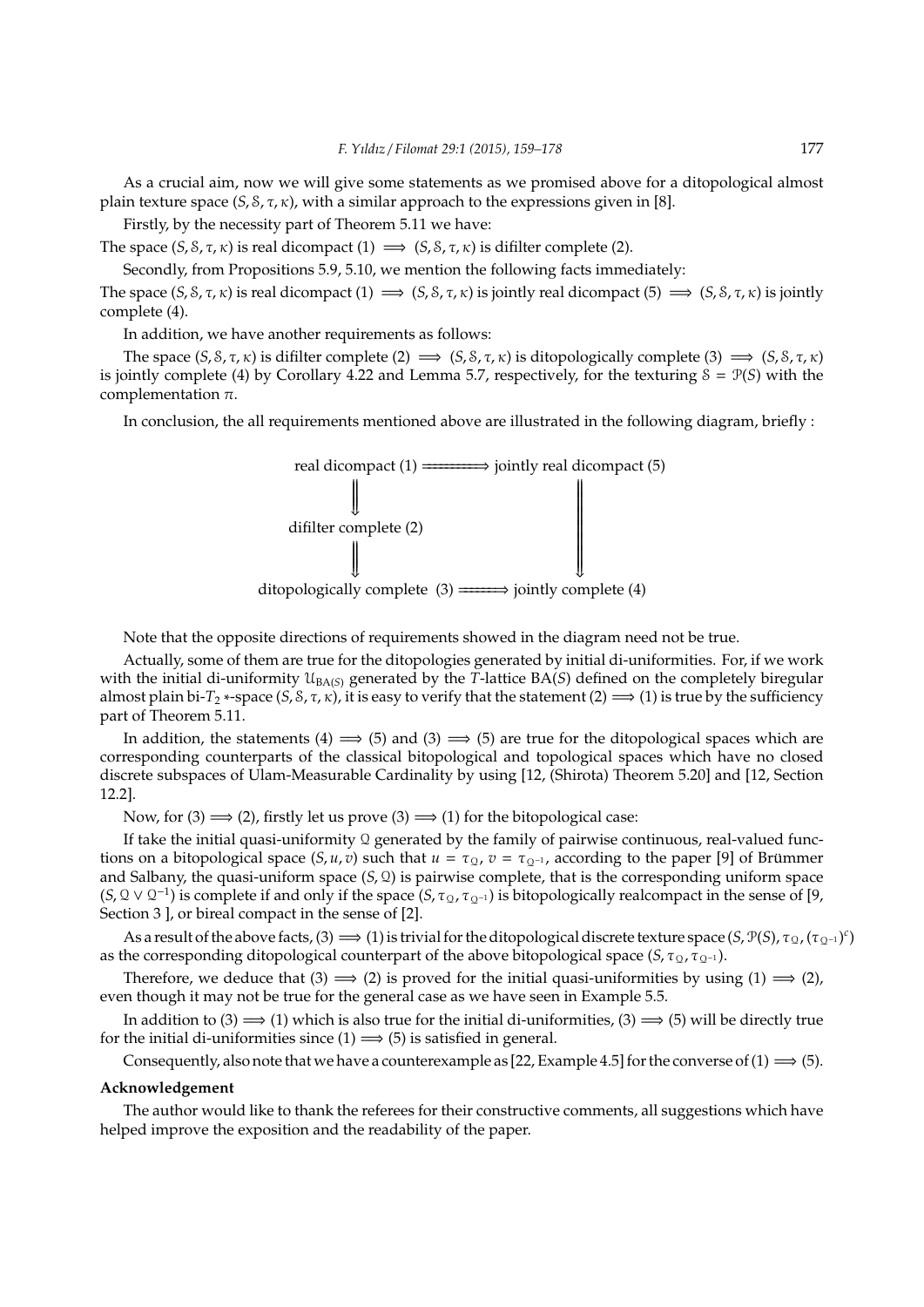As a crucial aim, now we will give some statements as we promised above for a ditopological almost plain texture space $(S, \mathcal{S}, \tau, \kappa)$, with a similar approach to the expressions given in [8].

Firstly, by the necessity part of Theorem 5.11 we have:

The space $(S, \mathcal{S}, \tau, \kappa)$ is real dicompact (1) $\Longrightarrow$ $(S, \mathcal{S}, \tau, \kappa)$ is difilter complete (2).

Secondly, from Propositions 5.9, 5.10, we mention the following facts immediately:

The space $(S, \mathcal{S}, \tau, \kappa)$ is real dicompact (1) $\Longrightarrow$ $(S, \mathcal{S}, \tau, \kappa)$ is jointly real dicompact (5) $\Longrightarrow$ $(S, \mathcal{S}, \tau, \kappa)$ is jointly complete (4).

In addition, we have another requirements as follows:

The space $(S, \mathcal{S}, \tau, \kappa)$ is difilter complete (2) $\Longrightarrow$ $(S, \mathcal{S}, \tau, \kappa)$ is ditopologically complete (3) $\Longrightarrow$ $(S, \mathcal{S}, \tau, \kappa)$ is jointly complete (4) by Corollary 4.22 and Lemma 5.7, respectively, for the texturing $\mathcal{S} = \mathcal{P}(S)$ with the complementation $\pi$.

In conclusion, the all requirements mentioned above are illustrated in the following diagram, briefly :

$$
\begin{array}{ccc}
\text{real dicompact (1)} & \Longrightarrow & \text{jointly real dicompact (5)} \\
\Downarrow & & \Downarrow \\
\text{difilter complete (2)} & & \\
\Downarrow & & \\
\text{ditopologically complete (3)} & \Longrightarrow & \text{jointly complete (4)}
\end{array}
$$

Note that the opposite directions of requirements showed in the diagram need not be true.

Actually, some of them are true for the ditopologies generated by initial di-uniformities. For, if we work with the initial di-uniformity $\mathcal{U}_{\mathrm{BA}(S)}$ generated by the $T$-lattice $\mathrm{BA}(S)$ defined on the completely biregular almost plain bi-$T_2$ $*$-space $(S, \mathcal{S}, \tau, \kappa)$, it is easy to verify that the statement (2) $\Longrightarrow$ (1) is true by the sufficiency part of Theorem 5.11.

In addition, the statements (4) $\Longrightarrow$ (5) and (3) $\Longrightarrow$ (5) are true for the ditopological spaces which are corresponding counterparts of the classical bitopological and topological spaces which have no closed discrete subspaces of Ulam-Measurable Cardinality by using [12, (Shirota) Theorem 5.20] and [12, Section 12.2].

Now, for (3) $\Longrightarrow$ (2), firstly let us prove (3) $\Longrightarrow$ (1) for the bitopological case:

If take the initial quasi-uniformity $\mathcal{Q}$ generated by the family of pairwise continuous, real-valued functions on a bitopological space $(S, u, v)$ such that $u = \tau_{\mathcal{Q}}$, $v = \tau_{\mathcal{Q}^{-1}}$, according to the paper [9] of Brümmer and Salbany, the quasi-uniform space $(S, \mathcal{Q})$ is pairwise complete, that is the corresponding uniform space $(S, \mathcal{Q} \vee \mathcal{Q}^{-1})$ is complete if and only if the space $(S, \tau_{\mathcal{Q}}, \tau_{\mathcal{Q}^{-1}})$ is bitopologically realcompact in the sense of [9, Section 3 ], or bireal compact in the sense of [2].

As a result of the above facts, (3) $\Longrightarrow$ (1) is trivial for the ditopological discrete texture space $(S, \mathcal{P}(S), \tau_{\mathcal{Q}}, (\tau_{\mathcal{Q}^{-1}})^c)$ as the corresponding ditopological counterpart of the above bitopological space $(S, \tau_{\mathcal{Q}}, \tau_{\mathcal{Q}^{-1}})$.

Therefore, we deduce that (3) $\Longrightarrow$ (2) is proved for the initial quasi-uniformities by using (1) $\Longrightarrow$ (2), even though it may not be true for the general case as we have seen in Example 5.5.

In addition to (3) $\Longrightarrow$ (1) which is also true for the initial di-uniformities, (3) $\Longrightarrow$ (5) will be directly true for the initial di-uniformities since (1) $\Longrightarrow$ (5) is satisfied in general.

Consequently, also note that we have a counterexample as [22, Example 4.5] for the converse of (1) $\Longrightarrow$ (5).

**Acknowledgement**

The author would like to thank the referees for their constructive comments, all suggestions which have helped improve the exposition and the readability of the paper.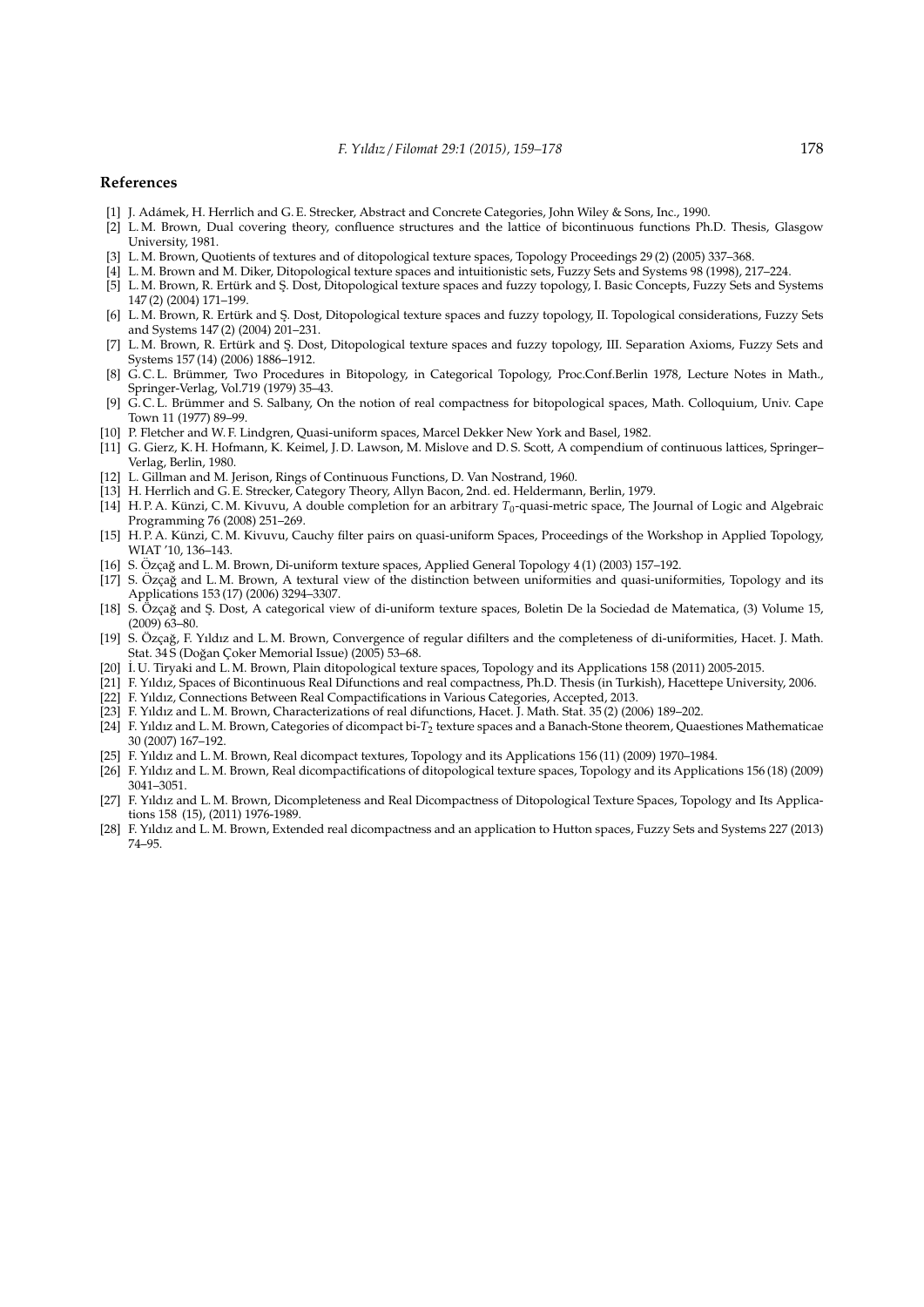## References

[1] J. Adámek, H. Herrlich and G. E. Strecker, Abstract and Concrete Categories, John Wiley & Sons, Inc., 1990.

[2] L. M. Brown, Dual covering theory, confluence structures and the lattice of bicontinuous functions Ph.D. Thesis, Glasgow University, 1981.

[3] L. M. Brown, Quotients of textures and of ditopological texture spaces, Topology Proceedings 29 (2) (2005) 337–368.

[4] L. M. Brown and M. Diker, Ditopological texture spaces and intuitionistic sets, Fuzzy Sets and Systems 98 (1998), 217–224.

[5] L. M. Brown, R. Ertürk and Ş. Dost, Ditopological texture spaces and fuzzy topology, I. Basic Concepts, Fuzzy Sets and Systems 147 (2) (2004) 171–199.

[6] L. M. Brown, R. Ertürk and Ş. Dost, Ditopological texture spaces and fuzzy topology, II. Topological considerations, Fuzzy Sets and Systems 147 (2) (2004) 201–231.

[7] L. M. Brown, R. Ertürk and Ş. Dost, Ditopological texture spaces and fuzzy topology, III. Separation Axioms, Fuzzy Sets and Systems 157 (14) (2006) 1886–1912.

[8] G. C. L. Brümmer, Two Procedures in Bitopology, in Categorical Topology, Proc.Conf.Berlin 1978, Lecture Notes in Math., Springer-Verlag, Vol.719 (1979) 35–43.

[9] G. C. L. Brümmer and S. Salbany, On the notion of real compactness for bitopological spaces, Math. Colloquium, Univ. Cape Town 11 (1977) 89–99.

[10] P. Fletcher and W. F. Lindgren, Quasi-uniform spaces, Marcel Dekker New York and Basel, 1982.

[11] G. Gierz, K. H. Hofmann, K. Keimel, J. D. Lawson, M. Mislove and D. S. Scott, A compendium of continuous lattices, Springer–Verlag, Berlin, 1980.

[12] L. Gillman and M. Jerison, Rings of Continuous Functions, D. Van Nostrand, 1960.

[13] H. Herrlich and G. E. Strecker, Category Theory, Allyn Bacon, 2nd. ed. Heldermann, Berlin, 1979.

[14] H. P. A. Künzi, C. M. Kivuvu, A double completion for an arbitrary $T_0$-quasi-metric space, The Journal of Logic and Algebraic Programming 76 (2008) 251–269.

[15] H. P. A. Künzi, C. M. Kivuvu, Cauchy filter pairs on quasi-uniform Spaces, Proceedings of the Workshop in Applied Topology, WIAT '10, 136–143.

[16] S. Özçağ and L. M. Brown, Di-uniform texture spaces, Applied General Topology 4 (1) (2003) 157–192.

[17] S. Özçağ and L. M. Brown, A textural view of the distinction between uniformities and quasi-uniformities, Topology and its Applications 153 (17) (2006) 3294–3307.

[18] S. Özçağ and Ş. Dost, A categorical view of di-uniform texture spaces, Boletin De la Sociedad de Matematica, (3) Volume 15, (2009) 63–80.

[19] S. Özçağ, F. Yıldız and L. M. Brown, Convergence of regular difilters and the completeness of di-uniformities, Hacet. J. Math. Stat. 34 S (Doğan Çoker Memorial Issue) (2005) 53–68.

[20] İ. U. Tiryaki and L. M. Brown, Plain ditopological texture spaces, Topology and its Applications 158 (2011) 2005-2015.

[21] F. Yıldız, Spaces of Bicontinuous Real Difunctions and real compactness, Ph.D. Thesis (in Turkish), Hacettepe University, 2006.

[22] F. Yıldız, Connections Between Real Compactifications in Various Categories, Accepted, 2013.

[23] F. Yıldız and L. M. Brown, Characterizations of real difunctions, Hacet. J. Math. Stat. 35 (2) (2006) 189–202.

[24] F. Yıldız and L. M. Brown, Categories of dicompact bi-$T_2$ texture spaces and a Banach-Stone theorem, Quaestiones Mathematicae 30 (2007) 167–192.

[25] F. Yıldız and L. M. Brown, Real dicompact textures, Topology and its Applications 156 (11) (2009) 1970–1984.

[26] F. Yıldız and L. M. Brown, Real dicompactifications of ditopological texture spaces, Topology and its Applications 156 (18) (2009) 3041–3051.

[27] F. Yıldız and L. M. Brown, Dicompleteness and Real Dicompactness of Ditopological Texture Spaces, Topology and Its Applications 158 (15), (2011) 1976-1989.

[28] F. Yıldız and L. M. Brown, Extended real dicompactness and an application to Hutton spaces, Fuzzy Sets and Systems 227 (2013) 74–95.